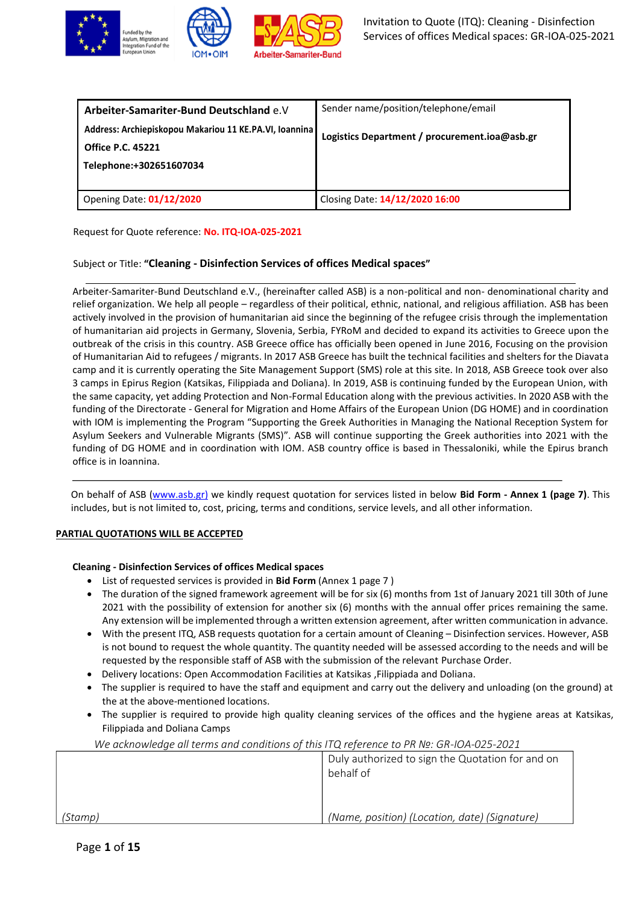Invitation to Quote (ITQ): Cleaning - Disinfection Services of offices Medical spaces: GR-IOA-025-2021

| **Arbeiter-Samariter-Bund Deutschland** e.V<br>**Address: Archiepiskopou Makariou 11 KE.PA.VI, Ioannina Office P.C. 45221**<br>**Telephone:+302651607034** | Sender name/position/telephone/email<br>**Logistics Department / procurement.ioa@asb.gr** |
|---|---|
| Opening Date: **01/12/2020** | Closing Date: **14/12/2020 16:00** |

Request for Quote reference: **No. ITQ-IOA-025-2021**

Subject or Title: **"Cleaning - Disinfection Services of offices Medical spaces"**

---

Arbeiter-Samariter-Bund Deutschland e.V., (hereinafter called ASB) is a non-political and non- denominational charity and relief organization. We help all people – regardless of their political, ethnic, national, and religious affiliation. ASB has been actively involved in the provision of humanitarian aid since the beginning of the refugee crisis through the implementation of humanitarian aid projects in Germany, Slovenia, Serbia, FYRoM and decided to expand its activities to Greece upon the outbreak of the crisis in this country. ASB Greece office has officially been opened in June 2016, Focusing on the provision of Humanitarian Aid to refugees / migrants. In 2017 ASB Greece has built the technical facilities and shelters for the Diavata camp and it is currently operating the Site Management Support (SMS) role at this site. In 2018, ASB Greece took over also 3 camps in Epirus Region (Katsikas, Filippiada and Doliana). In 2019, ASB is continuing funded by the European Union, with the same capacity, yet adding Protection and Non-Formal Education along with the previous activities. In 2020 ASB with the funding of the Directorate - General for Migration and Home Affairs of the European Union (DG HOME) and in coordination with IOM is implementing the Program "Supporting the Greek Authorities in Managing the National Reception System for Asylum Seekers and Vulnerable Migrants (SMS)". ASB will continue supporting the Greek authorities into 2021 with the funding of DG HOME and in coordination with IOM. ASB country office is based in Thessaloniki, while the Epirus branch office is in Ioannina.

---

On behalf of ASB (www.asb.gr) we kindly request quotation for services listed in below **Bid Form - Annex 1 (page 7)**. This includes, but is not limited to, cost, pricing, terms and conditions, service levels, and all other information.

**PARTIAL QUOTATIONS WILL BE ACCEPTED**

**Cleaning - Disinfection Services of offices Medical spaces**

- List of requested services is provided in **Bid Form** (Annex 1 page 7 )
- The duration of the signed framework agreement will be for six (6) months from 1st of January 2021 till 30th of June 2021 with the possibility of extension for another six (6) months with the annual offer prices remaining the same. Any extension will be implemented through a written extension agreement, after written communication in advance.
- With the present ITQ, ASB requests quotation for a certain amount of Cleaning – Disinfection services. However, ASB is not bound to request the whole quantity. The quantity needed will be assessed according to the needs and will be requested by the responsible staff of ASB with the submission of the relevant Purchase Order.
- Delivery locations: Open Accommodation Facilities at Katsikas ,Filippiada and Doliana.
- The supplier is required to have the staff and equipment and carry out the delivery and unloading (on the ground) at the at the above-mentioned locations.
- The supplier is required to provide high quality cleaning services of the offices and the hygiene areas at Katsikas, Filippiada and Doliana Camps

*We acknowledge all terms and conditions of this ITQ reference to PR №: GR-IOA-025-2021*

| *(Stamp)* | Duly authorized to sign the Quotation for and on behalf of<br>*(Name, position) (Location, date) (Signature)* |
|---|---|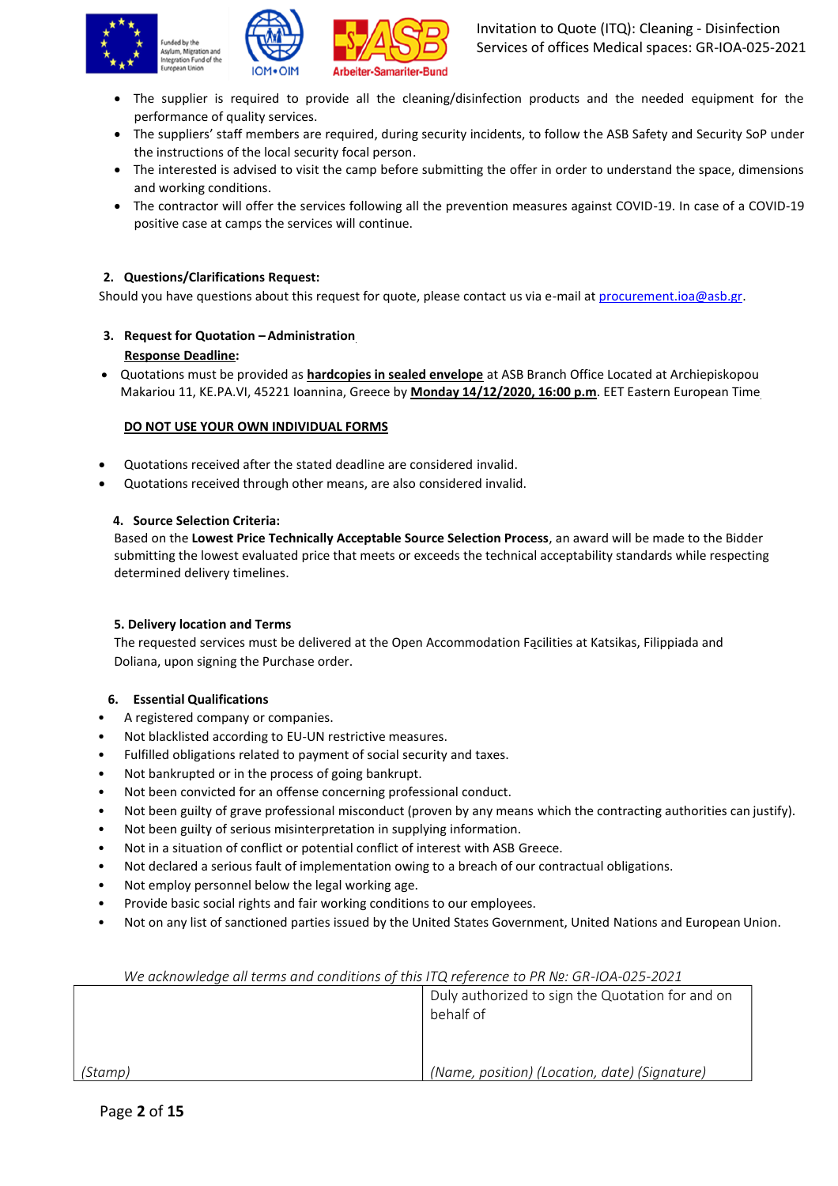- The supplier is required to provide all the cleaning/disinfection products and the needed equipment for the performance of quality services.
- The suppliers' staff members are required, during security incidents, to follow the ASB Safety and Security SoP under the instructions of the local security focal person.
- The interested is advised to visit the camp before submitting the offer in order to understand the space, dimensions and working conditions.
- The contractor will offer the services following all the prevention measures against COVID-19. In case of a COVID-19 positive case at camps the services will continue.

## 2. Questions/Clarifications Request:

Should you have questions about this request for quote, please contact us via e-mail at procurement.ioa@asb.gr.

## 3. Request for Quotation – Administration

**Response Deadline:**

- Quotations must be provided as **hardcopies in sealed envelope** at ASB Branch Office Located at Archiepiskopou Makariou 11, KE.PA.VI, 45221 Ioannina, Greece by **Monday 14/12/2020, 16:00 p.m**. EET Eastern European Time

**DO NOT USE YOUR OWN INDIVIDUAL FORMS**

- Quotations received after the stated deadline are considered invalid.
- Quotations received through other means, are also considered invalid.

## 4. Source Selection Criteria:

Based on the **Lowest Price Technically Acceptable Source Selection Process**, an award will be made to the Bidder submitting the lowest evaluated price that meets or exceeds the technical acceptability standards while respecting determined delivery timelines.

## 5. Delivery location and Terms

The requested services must be delivered at the Open Accommodation Facilities at Katsikas, Filippiada and Doliana, upon signing the Purchase order.

## 6. Essential Qualifications

- A registered company or companies.
- Not blacklisted according to EU-UN restrictive measures.
- Fulfilled obligations related to payment of social security and taxes.
- Not bankrupted or in the process of going bankrupt.
- Not been convicted for an offense concerning professional conduct.
- Not been guilty of grave professional misconduct (proven by any means which the contracting authorities can justify).
- Not been guilty of serious misinterpretation in supplying information.
- Not in a situation of conflict or potential conflict of interest with ASB Greece.
- Not declared a serious fault of implementation owing to a breach of our contractual obligations.
- Not employ personnel below the legal working age.
- Provide basic social rights and fair working conditions to our employees.
- Not on any list of sanctioned parties issued by the United States Government, United Nations and European Union.

*We acknowledge all terms and conditions of this ITQ reference to PR №: GR-IOA-025-2021*

| | Duly authorized to sign the Quotation for and on behalf of |
|---|---|
| *(Stamp)* | *(Name, position) (Location, date) (Signature)* |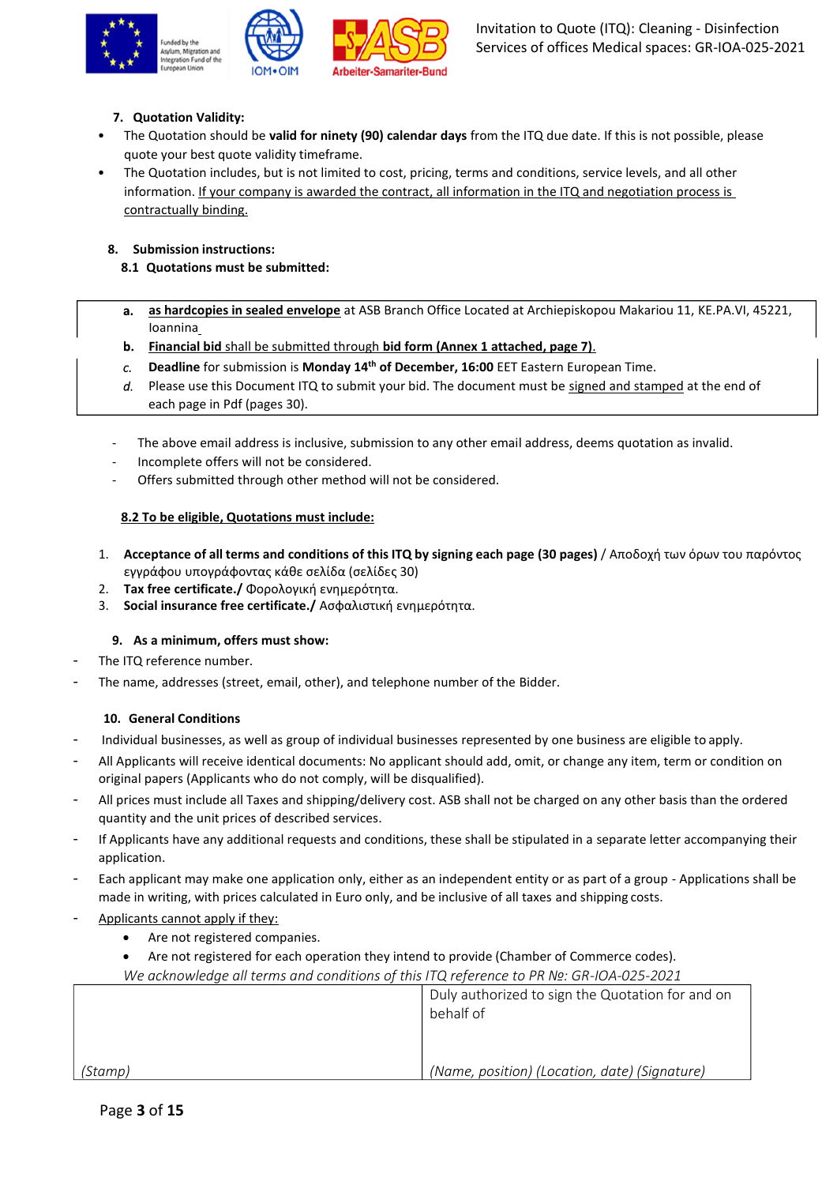7. **Quotation Validity:**

- The Quotation should be **valid for ninety (90) calendar days** from the ITQ due date. If this is not possible, please quote your best quote validity timeframe.
- The Quotation includes, but is not limited to cost, pricing, terms and conditions, service levels, and all other information. If your company is awarded the contract, all information in the ITQ and negotiation process is contractually binding.

8. **Submission instructions:**

**8.1 Quotations must be submitted:**

a. **as hardcopies in sealed envelope** at ASB Branch Office Located at Archiepiskopou Makariou 11, KE.PA.VI, 45221, Ioannina

b. **Financial bid** shall be submitted through **bid form (Annex 1 attached, page 7)**.

c. **Deadline** for submission is **Monday 14th of December, 16:00** EET Eastern European Time.

d. Please use this Document ITQ to submit your bid. The document must be signed and stamped at the end of each page in Pdf (pages 30).

- The above email address is inclusive, submission to any other email address, deems quotation as invalid.
- Incomplete offers will not be considered.
- Offers submitted through other method will not be considered.

**8.2 To be eligible, Quotations must include:**

1. **Acceptance of all terms and conditions of this ITQ by signing each page (30 pages)** / Αποδοχή των όρων του παρόντος εγγράφου υπογράφοντας κάθε σελίδα (σελίδες 30)
2. **Tax free certificate./** Φορολογική ενημερότητα.
3. **Social insurance free certificate./** Ασφαλιστική ενημερότητα.

9. **As a minimum, offers must show:**

- The ITQ reference number.
- The name, addresses (street, email, other), and telephone number of the Bidder.

10. **General Conditions**

- Individual businesses, as well as group of individual businesses represented by one business are eligible to apply.
- All Applicants will receive identical documents: No applicant should add, omit, or change any item, term or condition on original papers (Applicants who do not comply, will be disqualified).
- All prices must include all Taxes and shipping/delivery cost. ASB shall not be charged on any other basis than the ordered quantity and the unit prices of described services.
- If Applicants have any additional requests and conditions, these shall be stipulated in a separate letter accompanying their application.
- Each applicant may make one application only, either as an independent entity or as part of a group - Applications shall be made in writing, with prices calculated in Euro only, and be inclusive of all taxes and shipping costs.
- Applicants cannot apply if they:
  - Are not registered companies.
  - Are not registered for each operation they intend to provide (Chamber of Commerce codes).

*We acknowledge all terms and conditions of this ITQ reference to PR Nº: GR-IOA-025-2021*

| | Duly authorized to sign the Quotation for and on behalf of |
|---|---|
| *(Stamp)* | *(Name, position) (Location, date) (Signature)* |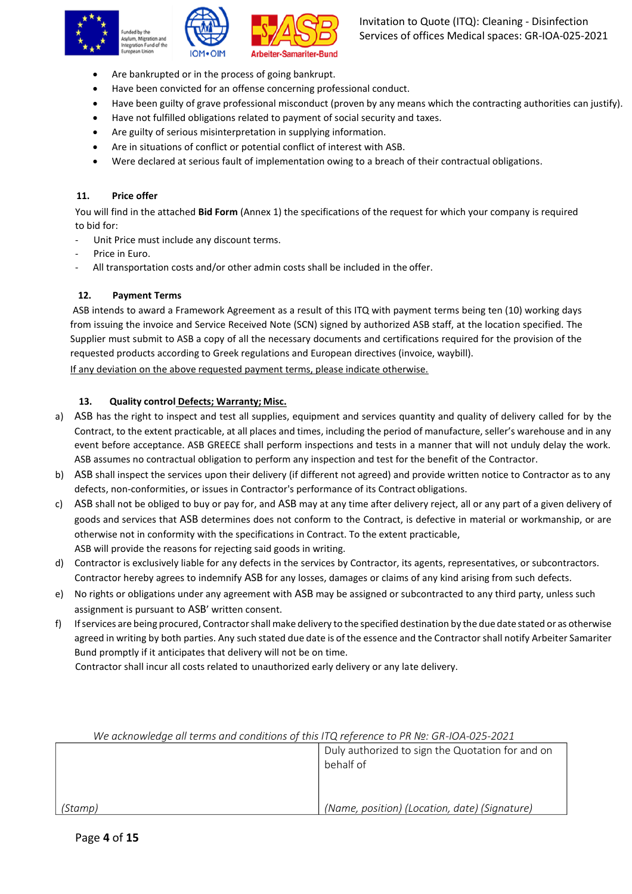- Are bankrupted or in the process of going bankrupt.
- Have been convicted for an offense concerning professional conduct.
- Have been guilty of grave professional misconduct (proven by any means which the contracting authorities can justify).
- Have not fulfilled obligations related to payment of social security and taxes.
- Are guilty of serious misinterpretation in supplying information.
- Are in situations of conflict or potential conflict of interest with ASB.
- Were declared at serious fault of implementation owing to a breach of their contractual obligations.

### 11. Price offer

You will find in the attached **Bid Form** (Annex 1) the specifications of the request for which your company is required to bid for:

- Unit Price must include any discount terms.
- Price in Euro.
- All transportation costs and/or other admin costs shall be included in the offer.

### 12. Payment Terms

ASB intends to award a Framework Agreement as a result of this ITQ with payment terms being ten (10) working days from issuing the invoice and Service Received Note (SCN) signed by authorized ASB staff, at the location specified. The Supplier must submit to ASB a copy of all the necessary documents and certifications required for the provision of the requested products according to Greek regulations and European directives (invoice, waybill).

If any deviation on the above requested payment terms, please indicate otherwise.

### 13. Quality control Defects; Warranty; Misc.

a) ASB has the right to inspect and test all supplies, equipment and services quantity and quality of delivery called for by the Contract, to the extent practicable, at all places and times, including the period of manufacture, seller's warehouse and in any event before acceptance. ASB GREECE shall perform inspections and tests in a manner that will not unduly delay the work. ASB assumes no contractual obligation to perform any inspection and test for the benefit of the Contractor.

b) ASB shall inspect the services upon their delivery (if different not agreed) and provide written notice to Contractor as to any defects, non-conformities, or issues in Contractor's performance of its Contract obligations.

c) ASB shall not be obliged to buy or pay for, and ASB may at any time after delivery reject, all or any part of a given delivery of goods and services that ASB determines does not conform to the Contract, is defective in material or workmanship, or are otherwise not in conformity with the specifications in Contract. To the extent practicable, ASB will provide the reasons for rejecting said goods in writing.

d) Contractor is exclusively liable for any defects in the services by Contractor, its agents, representatives, or subcontractors. Contractor hereby agrees to indemnify ASB for any losses, damages or claims of any kind arising from such defects.

e) No rights or obligations under any agreement with ASB may be assigned or subcontracted to any third party, unless such assignment is pursuant to ASB' written consent.

f) If services are being procured, Contractor shall make delivery to the specified destination by the due date stated or as otherwise agreed in writing by both parties. Any such stated due date is of the essence and the Contractor shall notify Arbeiter Samariter Bund promptly if it anticipates that delivery will not be on time.
Contractor shall incur all costs related to unauthorized early delivery or any late delivery.

*We acknowledge all terms and conditions of this ITQ reference to PR №: GR-IOA-025-2021*

| | Duly authorized to sign the Quotation for and on behalf of |
|---|---|
| *(Stamp)* | *(Name, position) (Location, date) (Signature)* |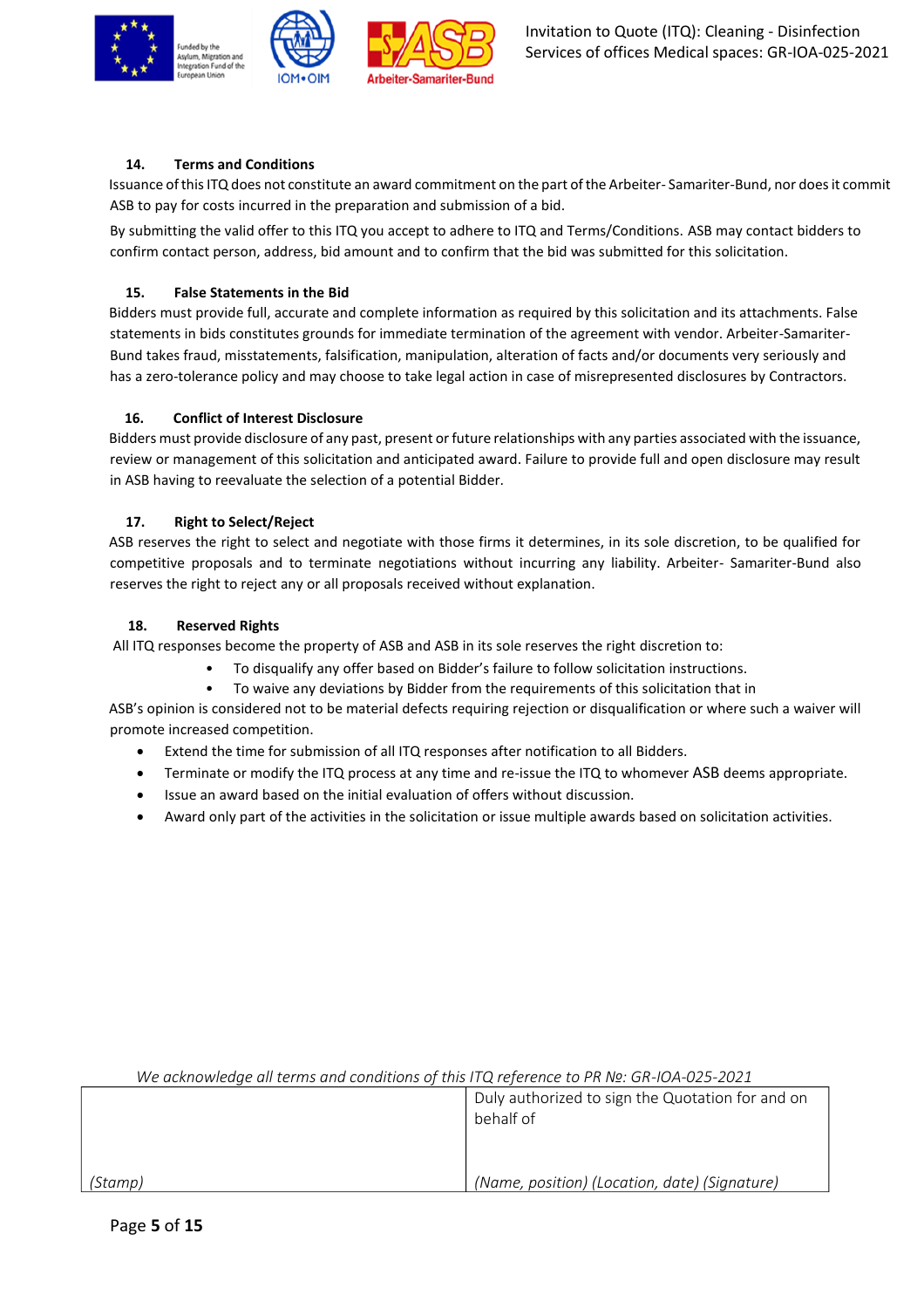### 14. Terms and Conditions

Issuance of this ITQ does not constitute an award commitment on the part of the Arbeiter- Samariter-Bund, nor does it commit ASB to pay for costs incurred in the preparation and submission of a bid.

By submitting the valid offer to this ITQ you accept to adhere to ITQ and Terms/Conditions. ASB may contact bidders to confirm contact person, address, bid amount and to confirm that the bid was submitted for this solicitation.

### 15. False Statements in the Bid

Bidders must provide full, accurate and complete information as required by this solicitation and its attachments. False statements in bids constitutes grounds for immediate termination of the agreement with vendor. Arbeiter-Samariter-Bund takes fraud, misstatements, falsification, manipulation, alteration of facts and/or documents very seriously and has a zero-tolerance policy and may choose to take legal action in case of misrepresented disclosures by Contractors.

### 16. Conflict of Interest Disclosure

Bidders must provide disclosure of any past, present or future relationships with any parties associated with the issuance, review or management of this solicitation and anticipated award. Failure to provide full and open disclosure may result in ASB having to reevaluate the selection of a potential Bidder.

### 17. Right to Select/Reject

ASB reserves the right to select and negotiate with those firms it determines, in its sole discretion, to be qualified for competitive proposals and to terminate negotiations without incurring any liability. Arbeiter- Samariter-Bund also reserves the right to reject any or all proposals received without explanation.

### 18. Reserved Rights

All ITQ responses become the property of ASB and ASB in its sole reserves the right discretion to:

- To disqualify any offer based on Bidder's failure to follow solicitation instructions.
- To waive any deviations by Bidder from the requirements of this solicitation that in

ASB's opinion is considered not to be material defects requiring rejection or disqualification or where such a waiver will promote increased competition.

- Extend the time for submission of all ITQ responses after notification to all Bidders.
- Terminate or modify the ITQ process at any time and re-issue the ITQ to whomever ASB deems appropriate.
- Issue an award based on the initial evaluation of offers without discussion.
- Award only part of the activities in the solicitation or issue multiple awards based on solicitation activities.

*We acknowledge all terms and conditions of this ITQ reference to PR №: GR-IOA-025-2021*

| | Duly authorized to sign the Quotation for and on behalf of |
|---|---|
| *(Stamp)* | *(Name, position) (Location, date) (Signature)* |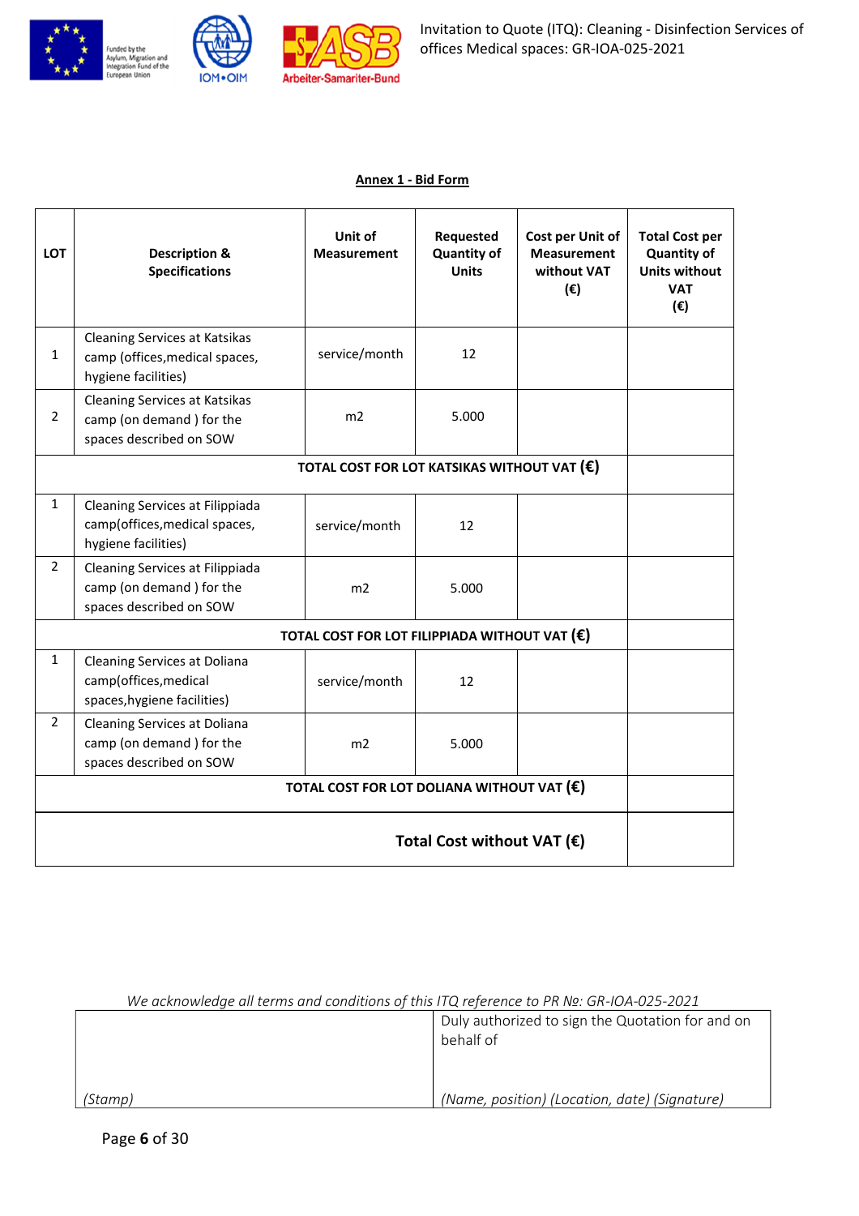**Annex 1 - Bid Form**

| LOT | Description & Specifications | Unit of Measurement | Requested Quantity of Units | Cost per Unit of Measurement without VAT (€) | Total Cost per Quantity of Units without VAT (€) |
|---|---|---|---|---|---|
| 1 | Cleaning Services at Katsikas camp (offices,medical spaces, hygiene facilities) | service/month | 12 | | |
| 2 | Cleaning Services at Katsikas camp (on demand ) for the spaces described on SOW | m2 | 5.000 | | |
| **TOTAL COST FOR LOT KATSIKAS WITHOUT VAT (€)** | | | | | |
| 1 | Cleaning Services at Filippiada camp(offices,medical spaces, hygiene facilities) | service/month | 12 | | |
| 2 | Cleaning Services at Filippiada camp (on demand ) for the spaces described on SOW | m2 | 5.000 | | |
| **TOTAL COST FOR LOT FILIPPIADA WITHOUT VAT (€)** | | | | | |
| 1 | Cleaning Services at Doliana camp(offices,medical spaces,hygiene facilities) | service/month | 12 | | |
| 2 | Cleaning Services at Doliana camp (on demand ) for the spaces described on SOW | m2 | 5.000 | | |
| **TOTAL COST FOR LOT DOLIANA WITHOUT VAT (€)** | | | | | |
| **Total Cost without VAT (€)** | | | | | |

*We acknowledge all terms and conditions of this ITQ reference to PR №: GR-IOA-025-2021*

| | Duly authorized to sign the Quotation for and on behalf of |
|---|---|
| *(Stamp)* | *(Name, position) (Location, date) (Signature)* |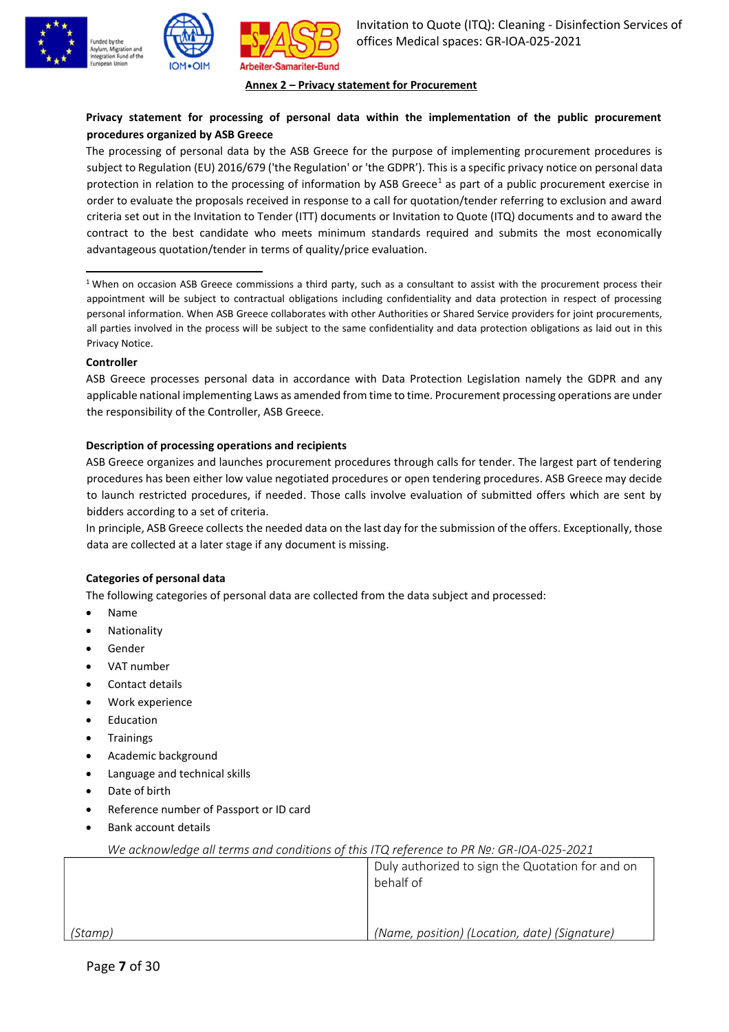**Annex 2 – Privacy statement for Procurement**

**Privacy statement for processing of personal data within the implementation of the public procurement procedures organized by ASB Greece**

The processing of personal data by the ASB Greece for the purpose of implementing procurement procedures is subject to Regulation (EU) 2016/679 ('the Regulation' or 'the GDPR'). This is a specific privacy notice on personal data protection in relation to the processing of information by ASB Greece[1] as part of a public procurement exercise in order to evaluate the proposals received in response to a call for quotation/tender referring to exclusion and award criteria set out in the Invitation to Tender (ITT) documents or Invitation to Quote (ITQ) documents and to award the contract to the best candidate who meets minimum standards required and submits the most economically advantageous quotation/tender in terms of quality/price evaluation.

---

[1] When on occasion ASB Greece commissions a third party, such as a consultant to assist with the procurement process their appointment will be subject to contractual obligations including confidentiality and data protection in respect of processing personal information. When ASB Greece collaborates with other Authorities or Shared Service providers for joint procurements, all parties involved in the process will be subject to the same confidentiality and data protection obligations as laid out in this Privacy Notice.

**Controller**

ASB Greece processes personal data in accordance with Data Protection Legislation namely the GDPR and any applicable national implementing Laws as amended from time to time. Procurement processing operations are under the responsibility of the Controller, ASB Greece.

**Description of processing operations and recipients**

ASB Greece organizes and launches procurement procedures through calls for tender. The largest part of tendering procedures has been either low value negotiated procedures or open tendering procedures. ASB Greece may decide to launch restricted procedures, if needed. Those calls involve evaluation of submitted offers which are sent by bidders according to a set of criteria.

In principle, ASB Greece collects the needed data on the last day for the submission of the offers. Exceptionally, those data are collected at a later stage if any document is missing.

**Categories of personal data**

The following categories of personal data are collected from the data subject and processed:

- Name
- Nationality
- Gender
- VAT number
- Contact details
- Work experience
- Education
- Trainings
- Academic background
- Language and technical skills
- Date of birth
- Reference number of Passport or ID card
- Bank account details

*We acknowledge all terms and conditions of this ITQ reference to PR Nº: GR-IOA-025-2021*

| | Duly authorized to sign the Quotation for and on behalf of |
|---|---|
| *(Stamp)* | *(Name, position) (Location, date) (Signature)* |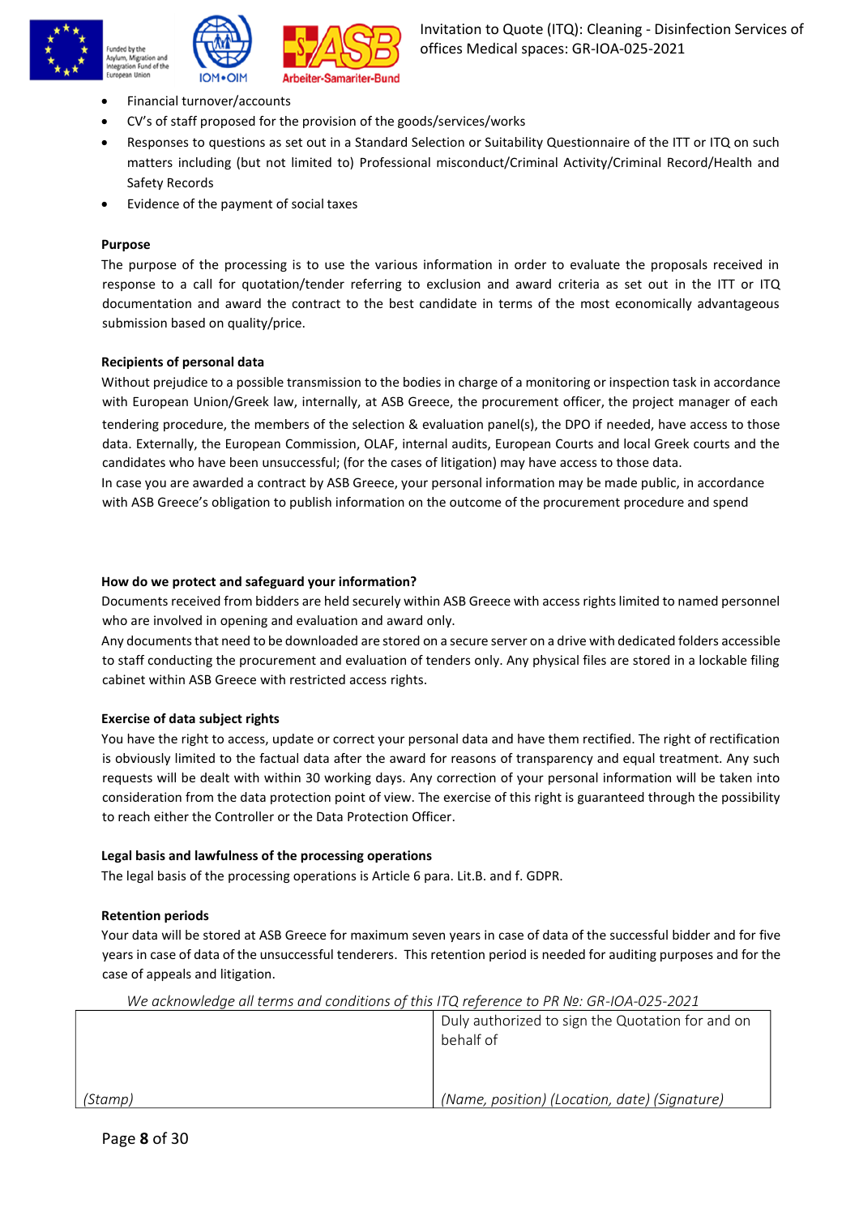- Financial turnover/accounts
- CV's of staff proposed for the provision of the goods/services/works
- Responses to questions as set out in a Standard Selection or Suitability Questionnaire of the ITT or ITQ on such matters including (but not limited to) Professional misconduct/Criminal Activity/Criminal Record/Health and Safety Records
- Evidence of the payment of social taxes

**Purpose**

The purpose of the processing is to use the various information in order to evaluate the proposals received in response to a call for quotation/tender referring to exclusion and award criteria as set out in the ITT or ITQ documentation and award the contract to the best candidate in terms of the most economically advantageous submission based on quality/price.

**Recipients of personal data**

Without prejudice to a possible transmission to the bodies in charge of a monitoring or inspection task in accordance with European Union/Greek law, internally, at ASB Greece, the procurement officer, the project manager of each tendering procedure, the members of the selection & evaluation panel(s), the DPO if needed, have access to those data. Externally, the European Commission, OLAF, internal audits, European Courts and local Greek courts and the candidates who have been unsuccessful; (for the cases of litigation) may have access to those data.

In case you are awarded a contract by ASB Greece, your personal information may be made public, in accordance with ASB Greece's obligation to publish information on the outcome of the procurement procedure and spend

**How do we protect and safeguard your information?**

Documents received from bidders are held securely within ASB Greece with access rights limited to named personnel who are involved in opening and evaluation and award only.

Any documents that need to be downloaded are stored on a secure server on a drive with dedicated folders accessible to staff conducting the procurement and evaluation of tenders only. Any physical files are stored in a lockable filing cabinet within ASB Greece with restricted access rights.

**Exercise of data subject rights**

You have the right to access, update or correct your personal data and have them rectified. The right of rectification is obviously limited to the factual data after the award for reasons of transparency and equal treatment. Any such requests will be dealt with within 30 working days. Any correction of your personal information will be taken into consideration from the data protection point of view. The exercise of this right is guaranteed through the possibility to reach either the Controller or the Data Protection Officer.

**Legal basis and lawfulness of the processing operations**

The legal basis of the processing operations is Article 6 para. Lit.B. and f. GDPR.

**Retention periods**

Your data will be stored at ASB Greece for maximum seven years in case of data of the successful bidder and for five years in case of data of the unsuccessful tenderers. This retention period is needed for auditing purposes and for the case of appeals and litigation.

*We acknowledge all terms and conditions of this ITQ reference to PR №: GR-IOA-025-2021*

| | Duly authorized to sign the Quotation for and on behalf of |
|---|---|
| *(Stamp)* | *(Name, position) (Location, date) (Signature)* |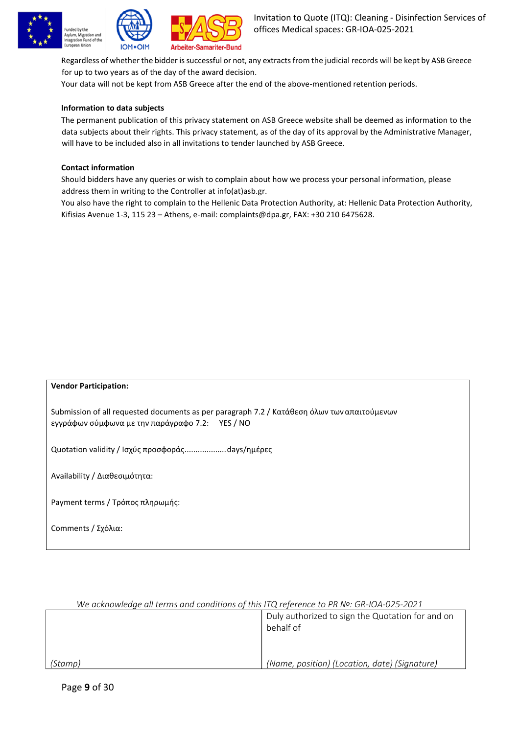Regardless of whether the bidder is successful or not, any extracts from the judicial records will be kept by ASB Greece for up to two years as of the day of the award decision.
Your data will not be kept from ASB Greece after the end of the above-mentioned retention periods.

**Information to data subjects**

The permanent publication of this privacy statement on ASB Greece website shall be deemed as information to the data subjects about their rights. This privacy statement, as of the day of its approval by the Administrative Manager, will have to be included also in all invitations to tender launched by ASB Greece.

**Contact information**

Should bidders have any queries or wish to complain about how we process your personal information, please address them in writing to the Controller at info(at)asb.gr.
You also have the right to complain to the Hellenic Data Protection Authority, at: Hellenic Data Protection Authority, Kifisias Avenue 1-3, 115 23 – Athens, e-mail: complaints@dpa.gr, FAX: +30 210 6475628.

| **Vendor Participation:** |
|---|
| Submission of all requested documents as per paragraph 7.2 / Κατάθεση όλων των απαιτούμενων εγγράφων σύμφωνα με την παράγραφο 7.2: YES / NO |
| Quotation validity / Ισχύς προσφοράς.................. days/ημέρες |
| Availability / Διαθεσιμότητα: |
| Payment terms / Τρόπος πληρωμής: |
| Comments / Σχόλια: |

*We acknowledge all terms and conditions of this ITQ reference to PR Nº: GR-IOA-025-2021*

| | Duly authorized to sign the Quotation for and on behalf of |
|---|---|
| *(Stamp)* | *(Name, position) (Location, date) (Signature)* |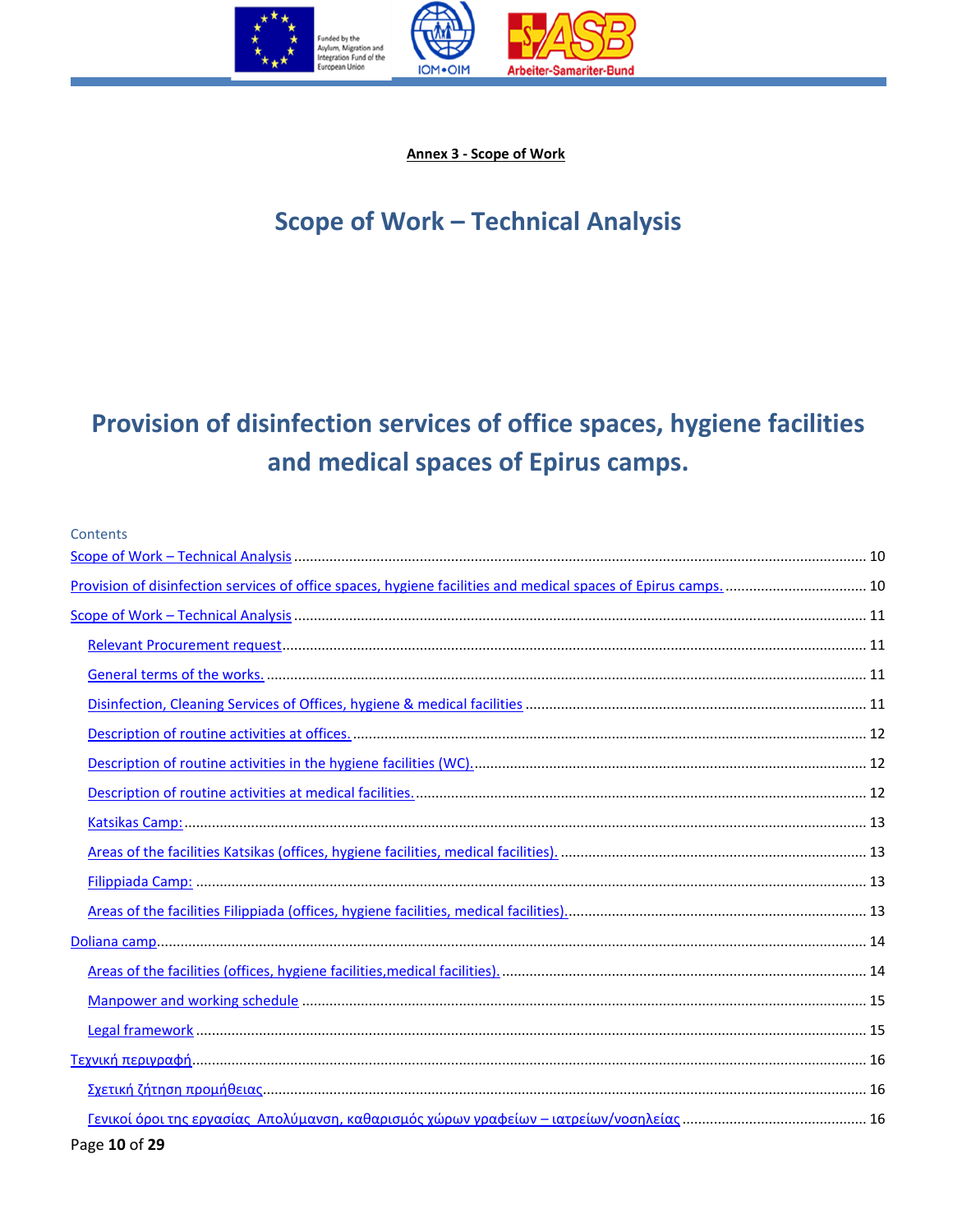**Annex 3 - Scope of Work**

# Scope of Work – Technical Analysis

# Provision of disinfection services of office spaces, hygiene facilities and medical spaces of Epirus camps.

Contents

Scope of Work – Technical Analysis ........ 10

Provision of disinfection services of office spaces, hygiene facilities and medical spaces of Epirus camps. ........ 10

Scope of Work – Technical Analysis ........ 11

- Relevant Procurement request ........ 11
- General terms of the works. ........ 11
- Disinfection, Cleaning Services of Offices, hygiene & medical facilities ........ 11
- Description of routine activities at offices. ........ 12
- Description of routine activities in the hygiene facilities (WC). ........ 12
- Description of routine activities at medical facilities. ........ 12
- Katsikas Camp: ........ 13
- Areas of the facilities Katsikas (offices, hygiene facilities, medical facilities). ........ 13
- Filippiada Camp: ........ 13
- Areas of the facilities Filippiada (offices, hygiene facilities, medical facilities). ........ 13

Doliana camp ........ 14

- Areas of the facilities (offices, hygiene facilities,medical facilities). ........ 14
- Manpower and working schedule ........ 15
- Legal framework ........ 15

Τεχνική περιγραφή ........ 16

- Σχετική ζήτηση προμήθειας ........ 16
- Γενικοί όροι της εργασίας Απολύμανση, καθαρισμός χώρων γραφείων – ιατρείων/νοσηλείας ........ 16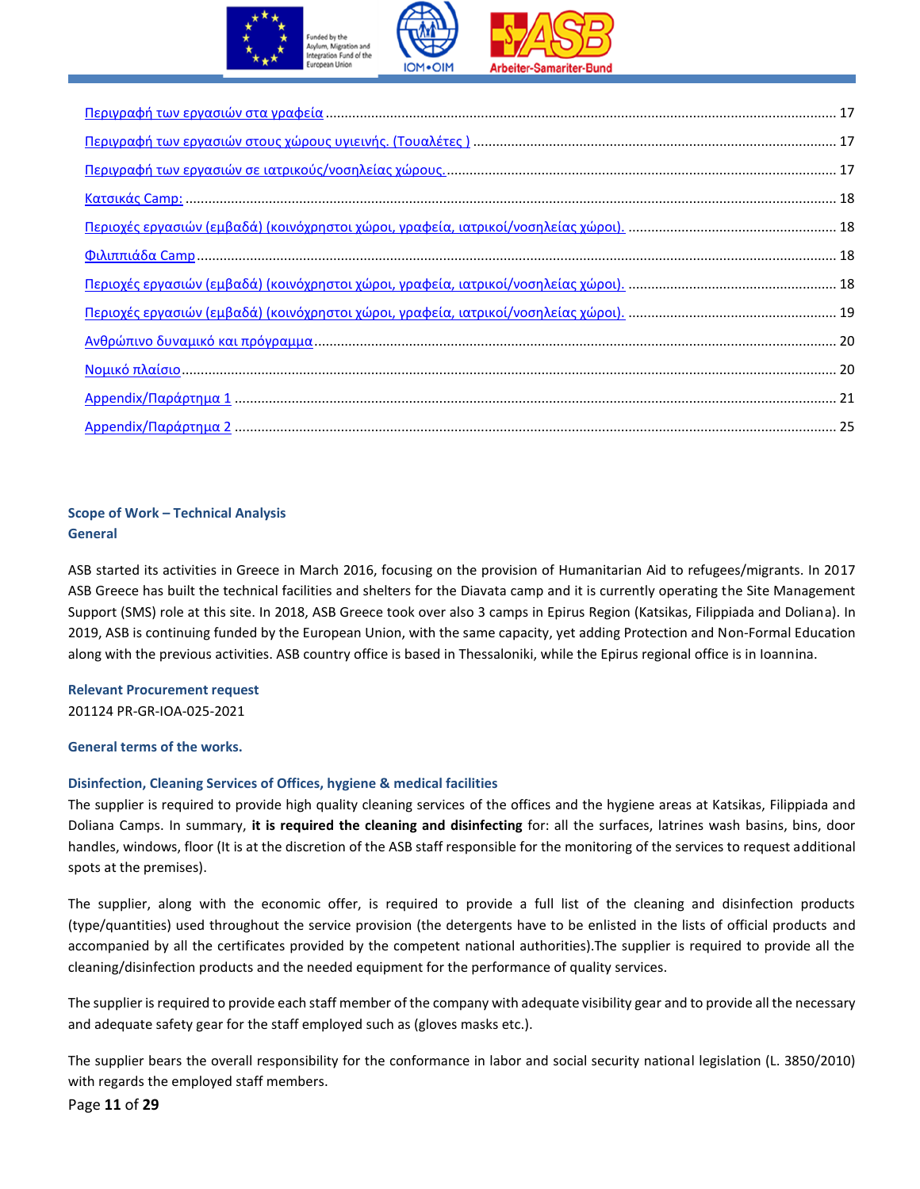[Περιγραφή των εργασιών στα γραφεία](#) ..................................................... 17

[Περιγραφή των εργασιών στους χώρους υγιεινής. (Τουαλέτες )](#) ..................................................... 17

[Περιγραφή των εργασιών σε ιατρικούς/νοσηλείας χώρους.](#) ..................................................... 17

[Κατσικάς Camp:](#) ..................................................... 18

[Περιοχές εργασιών (εμβαδά) (κοινόχρηστοι χώροι, γραφεία, ιατρικοί/νοσηλείας χώροι).](#) ..................................................... 18

[Φιλιππιάδα Camp](#) ..................................................... 18

[Περιοχές εργασιών (εμβαδά) (κοινόχρηστοι χώροι, γραφεία, ιατρικοί/νοσηλείας χώροι).](#) ..................................................... 18

[Περιοχές εργασιών (εμβαδά) (κοινόχρηστοι χώροι, γραφεία, ιατρικοί/νοσηλείας χώροι).](#) ..................................................... 19

[Ανθρώπινο δυναμικό και πρόγραμμα](#) ..................................................... 20

[Νομικό πλαίσιο](#) ..................................................... 20

[Appendix/Παράρτημα 1](#) ..................................................... 21

[Appendix/Παράρτημα 2](#) ..................................................... 25

## Scope of Work – Technical Analysis

### General

ASB started its activities in Greece in March 2016, focusing on the provision of Humanitarian Aid to refugees/migrants. In 2017 ASB Greece has built the technical facilities and shelters for the Diavata camp and it is currently operating the Site Management Support (SMS) role at this site. In 2018, ASB Greece took over also 3 camps in Epirus Region (Katsikas, Filippiada and Doliana). In 2019, ASB is continuing funded by the European Union, with the same capacity, yet adding Protection and Non-Formal Education along with the previous activities. ASB country office is based in Thessaloniki, while the Epirus regional office is in Ioannina.

### Relevant Procurement request

201124 PR-GR-IOA-025-2021

### General terms of the works.

### Disinfection, Cleaning Services of Offices, hygiene & medical facilities

The supplier is required to provide high quality cleaning services of the offices and the hygiene areas at Katsikas, Filippiada and Doliana Camps. In summary, **it is required the cleaning and disinfecting** for: all the surfaces, latrines wash basins, bins, door handles, windows, floor (It is at the discretion of the ASB staff responsible for the monitoring of the services to request additional spots at the premises).

The supplier, along with the economic offer, is required to provide a full list of the cleaning and disinfection products (type/quantities) used throughout the service provision (the detergents have to be enlisted in the lists of official products and accompanied by all the certificates provided by the competent national authorities).The supplier is required to provide all the cleaning/disinfection products and the needed equipment for the performance of quality services.

The supplier is required to provide each staff member of the company with adequate visibility gear and to provide all the necessary and adequate safety gear for the staff employed such as (gloves masks etc.).

The supplier bears the overall responsibility for the conformance in labor and social security national legislation (L. 3850/2010) with regards the employed staff members.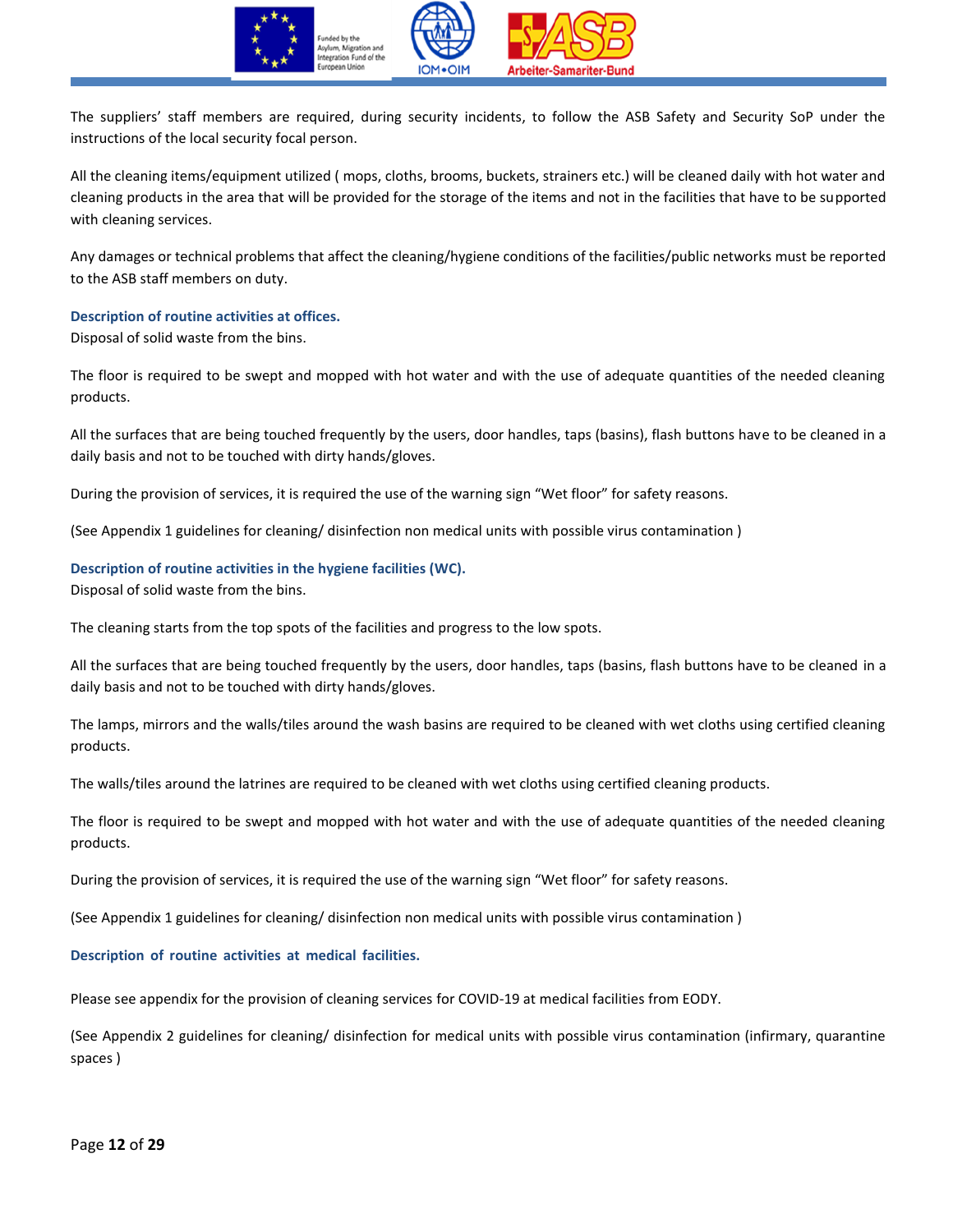The suppliers' staff members are required, during security incidents, to follow the ASB Safety and Security SoP under the instructions of the local security focal person.

All the cleaning items/equipment utilized ( mops, cloths, brooms, buckets, strainers etc.) will be cleaned daily with hot water and cleaning products in the area that will be provided for the storage of the items and not in the facilities that have to be supported with cleaning services.

Any damages or technical problems that affect the cleaning/hygiene conditions of the facilities/public networks must be reported to the ASB staff members on duty.

### Description of routine activities at offices.

Disposal of solid waste from the bins.

The floor is required to be swept and mopped with hot water and with the use of adequate quantities of the needed cleaning products.

All the surfaces that are being touched frequently by the users, door handles, taps (basins), flash buttons have to be cleaned in a daily basis and not to be touched with dirty hands/gloves.

During the provision of services, it is required the use of the warning sign "Wet floor" for safety reasons.

(See Appendix 1 guidelines for cleaning/ disinfection non medical units with possible virus contamination )

### Description of routine activities in the hygiene facilities (WC).

Disposal of solid waste from the bins.

The cleaning starts from the top spots of the facilities and progress to the low spots.

All the surfaces that are being touched frequently by the users, door handles, taps (basins, flash buttons have to be cleaned in a daily basis and not to be touched with dirty hands/gloves.

The lamps, mirrors and the walls/tiles around the wash basins are required to be cleaned with wet cloths using certified cleaning products.

The walls/tiles around the latrines are required to be cleaned with wet cloths using certified cleaning products.

The floor is required to be swept and mopped with hot water and with the use of adequate quantities of the needed cleaning products.

During the provision of services, it is required the use of the warning sign "Wet floor" for safety reasons.

(See Appendix 1 guidelines for cleaning/ disinfection non medical units with possible virus contamination )

### Description of routine activities at medical facilities.

Please see appendix for the provision of cleaning services for COVID-19 at medical facilities from EODY.

(See Appendix 2 guidelines for cleaning/ disinfection for medical units with possible virus contamination (infirmary, quarantine spaces )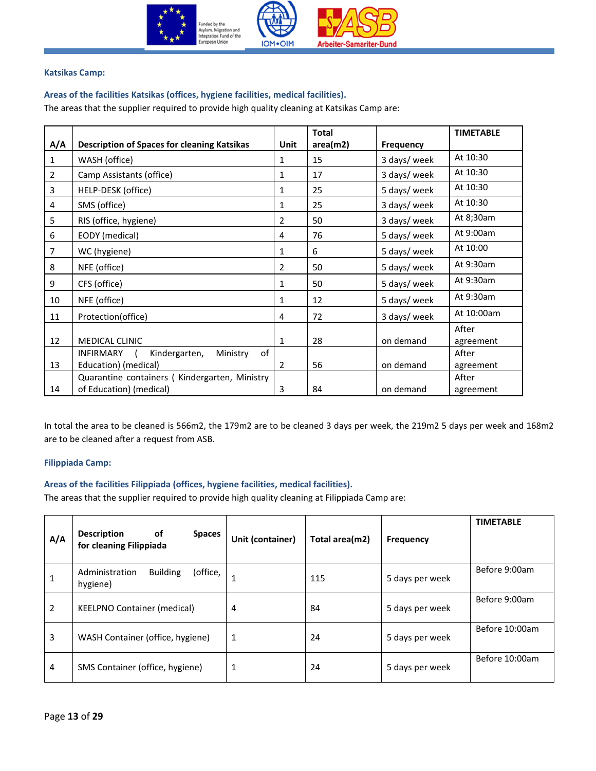**Katsikas Camp:**

**Areas of the facilities Katsikas (offices, hygiene facilities, medical facilities).**

The areas that the supplier required to provide high quality cleaning at Katsikas Camp are:

| A/A | Description of Spaces for cleaning Katsikas | Unit | Total area(m2) | Frequency | TIMETABLE |
|---|---|---|---|---|---|
| 1 | WASH (office) | 1 | 15 | 3 days/ week | At 10:30 |
| 2 | Camp Assistants (office) | 1 | 17 | 3 days/ week | At 10:30 |
| 3 | HELP-DESK (office) | 1 | 25 | 5 days/ week | At 10:30 |
| 4 | SMS (office) | 1 | 25 | 3 days/ week | At 10:30 |
| 5 | RIS (office, hygiene) | 2 | 50 | 3 days/ week | At 8;30am |
| 6 | EODY (medical) | 4 | 76 | 5 days/ week | At 9:00am |
| 7 | WC (hygiene) | 1 | 6 | 5 days/ week | At 10:00 |
| 8 | NFE (office) | 2 | 50 | 5 days/ week | At 9:30am |
| 9 | CFS (office) | 1 | 50 | 5 days/ week | At 9:30am |
| 10 | NFE (office) | 1 | 12 | 5 days/ week | At 9:30am |
| 11 | Protection(office) | 4 | 72 | 3 days/ week | At 10:00am |
| 12 | MEDICAL CLINIC | 1 | 28 | on demand | After agreement |
| 13 | INFIRMARY ( Kindergarten, Ministry of Education) (medical) | 2 | 56 | on demand | After agreement |
| 14 | Quarantine containers ( Kindergarten, Ministry of Education) (medical) | 3 | 84 | on demand | After agreement |

In total the area to be cleaned is 566m2, the 179m2 are to be cleaned 3 days per week, the 219m2 5 days per week and 168m2 are to be cleaned after a request from ASB.

**Filippiada Camp:**

**Areas of the facilities Filippiada (offices, hygiene facilities, medical facilities).**

The areas that the supplier required to provide high quality cleaning at Filippiada Camp are:

| A/A | Description of Spaces for cleaning Filippiada | Unit (container) | Total area(m2) | Frequency | TIMETABLE |
|---|---|---|---|---|---|
| 1 | Administration Building (office, hygiene) | 1 | 115 | 5 days per week | Before 9:00am |
| 2 | KEELPNO Container (medical) | 4 | 84 | 5 days per week | Before 9:00am |
| 3 | WASH Container (office, hygiene) | 1 | 24 | 5 days per week | Before 10:00am |
| 4 | SMS Container (office, hygiene) | 1 | 24 | 5 days per week | Before 10:00am |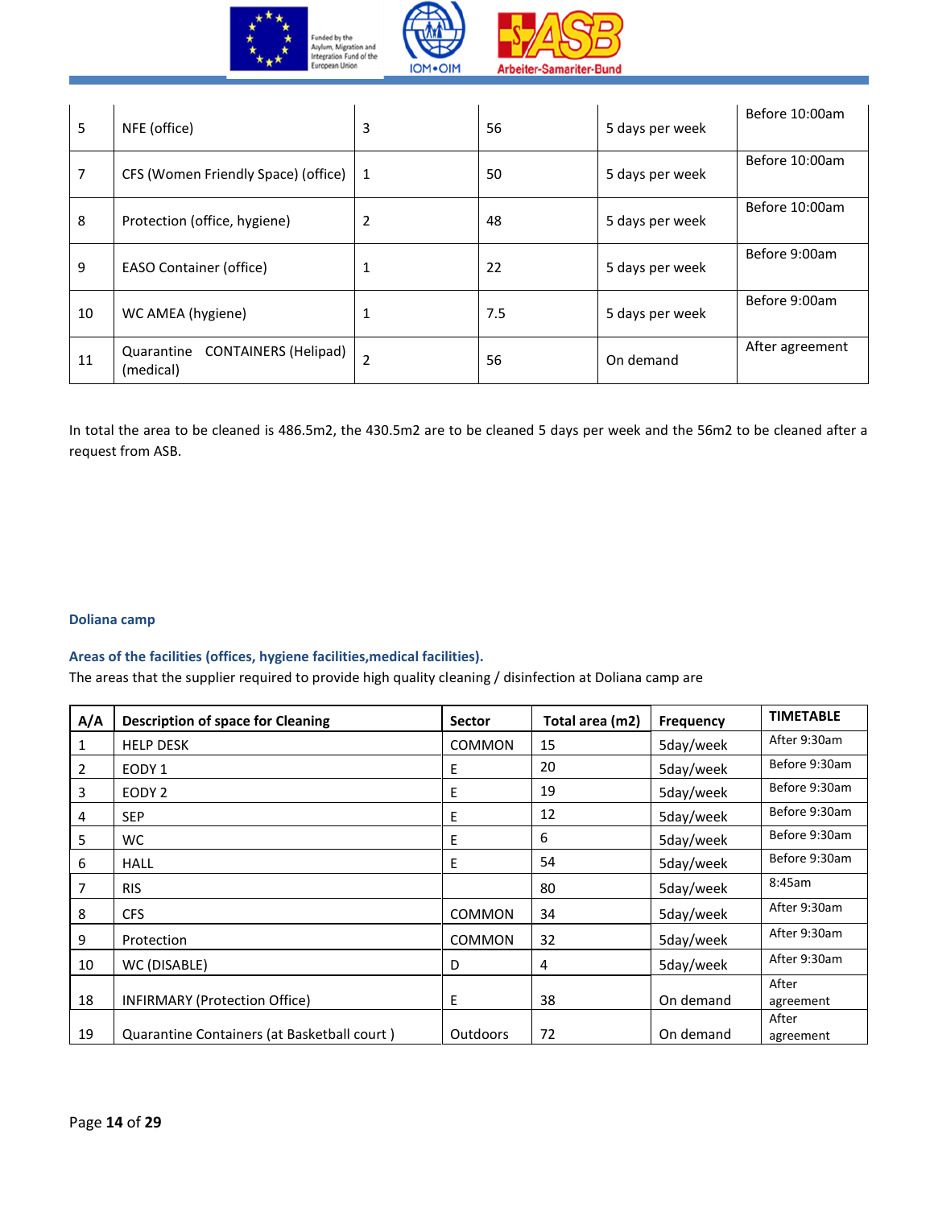| | | | | | |
|---|---|---|---|---|---|
| 5 | NFE (office) | 3 | 56 | 5 days per week | Before 10:00am |
| 7 | CFS (Women Friendly Space) (office) | 1 | 50 | 5 days per week | Before 10:00am |
| 8 | Protection (office, hygiene) | 2 | 48 | 5 days per week | Before 10:00am |
| 9 | EASO Container (office) | 1 | 22 | 5 days per week | Before 9:00am |
| 10 | WC AMEA (hygiene) | 1 | 7.5 | 5 days per week | Before 9:00am |
| 11 | Quarantine CONTAINERS (Helipad) (medical) | 2 | 56 | On demand | After agreement |

In total the area to be cleaned is 486.5m2, the 430.5m2 are to be cleaned 5 days per week and the 56m2 to be cleaned after a request from ASB.

## Doliana camp

### Areas of the facilities (offices, hygiene facilities,medical facilities).

The areas that the supplier required to provide high quality cleaning / disinfection at Doliana camp are

| A/A | Description of space for Cleaning | Sector | Total area (m2) | Frequency | TIMETABLE |
|---|---|---|---|---|---|
| 1 | HELP DESK | COMMON | 15 | 5day/week | After 9:30am |
| 2 | EODY 1 | E | 20 | 5day/week | Before 9:30am |
| 3 | EODY 2 | E | 19 | 5day/week | Before 9:30am |
| 4 | SEP | E | 12 | 5day/week | Before 9:30am |
| 5 | WC | E | 6 | 5day/week | Before 9:30am |
| 6 | HALL | E | 54 | 5day/week | Before 9:30am |
| 7 | RIS | | 80 | 5day/week | 8:45am |
| 8 | CFS | COMMON | 34 | 5day/week | After 9:30am |
| 9 | Protection | COMMON | 32 | 5day/week | After 9:30am |
| 10 | WC (DISABLE) | D | 4 | 5day/week | After 9:30am |
| 18 | INFIRMARY (Protection Office) | E | 38 | On demand | After agreement |
| 19 | Quarantine Containers (at Basketball court ) | Outdoors | 72 | On demand | After agreement |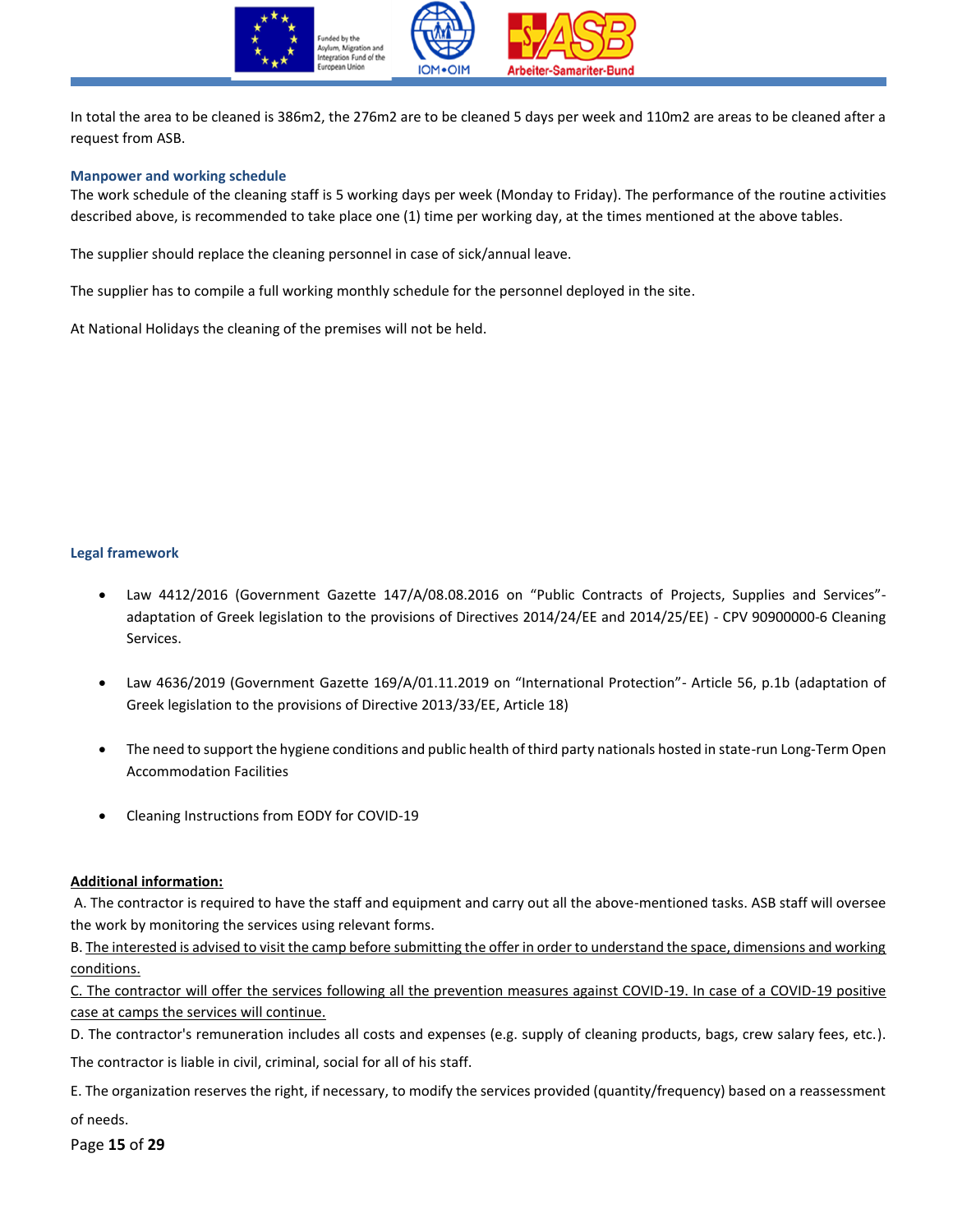In total the area to be cleaned is 386m2, the 276m2 are to be cleaned 5 days per week and 110m2 are areas to be cleaned after a request from ASB.

### Manpower and working schedule

The work schedule of the cleaning staff is 5 working days per week (Monday to Friday). The performance of the routine activities described above, is recommended to take place one (1) time per working day, at the times mentioned at the above tables.

The supplier should replace the cleaning personnel in case of sick/annual leave.

The supplier has to compile a full working monthly schedule for the personnel deployed in the site.

At National Holidays the cleaning of the premises will not be held.

### Legal framework

- Law 4412/2016 (Government Gazette 147/A/08.08.2016 on "Public Contracts of Projects, Supplies and Services"- adaptation of Greek legislation to the provisions of Directives 2014/24/EE and 2014/25/EE) - CPV 90900000-6 Cleaning Services.
- Law 4636/2019 (Government Gazette 169/A/01.11.2019 on "International Protection"- Article 56, p.1b (adaptation of Greek legislation to the provisions of Directive 2013/33/EE, Article 18)
- The need to support the hygiene conditions and public health of third party nationals hosted in state-run Long-Term Open Accommodation Facilities
- Cleaning Instructions from EODY for COVID-19

<u>**Additional information:**</u>

A. The contractor is required to have the staff and equipment and carry out all the above-mentioned tasks. ASB staff will oversee the work by monitoring the services using relevant forms.

B. <u>The interested is advised to visit the camp before submitting the offer in order to understand the space, dimensions and working conditions.</u>

<u>C. The contractor will offer the services following all the prevention measures against COVID-19. In case of a COVID-19 positive case at camps the services will continue.</u>

D. The contractor's remuneration includes all costs and expenses (e.g. supply of cleaning products, bags, crew salary fees, etc.). The contractor is liable in civil, criminal, social for all of his staff.

E. The organization reserves the right, if necessary, to modify the services provided (quantity/frequency) based on a reassessment of needs.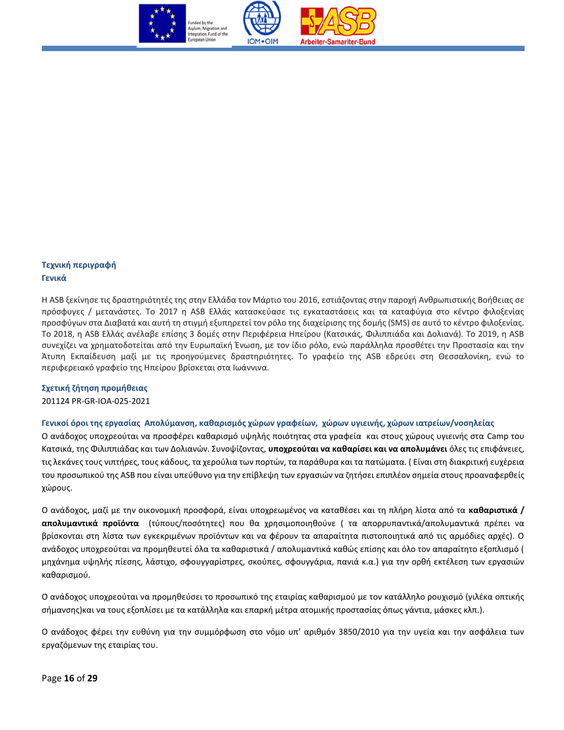**Τεχνική περιγραφή**

**Γενικά**

Η ASB ξεκίνησε τις δραστηριότητές της στην Ελλάδα τον Μάρτιο του 2016, εστιάζοντας στην παροχή Ανθρωπιστικής Βοήθειας σε πρόσφυγες / μετανάστες. Το 2017 η ASB Ελλάς κατασκεύασε τις εγκαταστάσεις και τα καταφύγια στο κέντρο φιλοξενίας προσφύγων στα Διαβατά και αυτή τη στιγμή εξυπηρετεί τον ρόλο της διαχείρισης της δομής (SMS) σε αυτό το κέντρο φιλοξενίας. Το 2018, η ASB Ελλάς ανέλαβε επίσης 3 δομές στην Περιφέρεια Ηπείρου (Κατσικάς, Φιλιππιάδα και Δολιανά). Το 2019, η ASB συνεχίζει να χρηματοδοτείται από την Ευρωπαϊκή Ένωση, με τον ίδιο ρόλο, ενώ παράλληλα προσθέτει την Προστασία και την Άτυπη Εκπαίδευση μαζί με τις προηγούμενες δραστηριότητες. Το γραφείο της ASB εδρεύει στη Θεσσαλονίκη, ενώ το περιφερειακό γραφείο της Ηπείρου βρίσκεται στα Ιωάννινα.

**Σχετική ζήτηση προμήθειας**

201124 PR-GR-IOA-025-2021

**Γενικοί όροι της εργασίας Απολύμανση, καθαρισμός χώρων γραφείων, χώρων υγιεινής, χώρων ιατρείων/νοσηλείας**

Ο ανάδοχος υποχρεούται να προσφέρει καθαρισμό υψηλής ποιότητας στα γραφεία και στους χώρους υγιεινής στα Camp του Κατσικά, της Φιλιππιάδας και των Δολιανών. Συνοψίζοντας, **υποχρεούται να καθαρίσει και να απολυμάνει** όλες τις επιφάνειες, τις λεκάνες τους νιπτήρες, τους κάδους, τα χερούλια των πορτών, τα παράθυρα και τα πατώματα. ( Είναι στη διακριτική ευχέρεια του προσωπικού της ASB που είναι υπεύθυνο για την επίβλεψη των εργασιών να ζητήσει επιπλέον σημεία στους προαναφερθείς χώρους.

Ο ανάδοχος, μαζί με την οικονομική προσφορά, είναι υποχρεωμένος να καταθέσει και τη πλήρη λίστα από τα **καθαριστικά / απολυμαντικά προϊόντα** (τύπους/ποσότητες) που θα χρησιμοποιηθούνε ( τα απορρυπαντικά/απολυμαντικά πρέπει να βρίσκονται στη λίστα των εγκεκριμένων προϊόντων και να φέρουν τα απαραίτητα πιστοποιητικά από τις αρμόδιες αρχές). Ο ανάδοχος υποχρεούται να προμηθευτεί όλα τα καθαριστικά / απολυμαντικά καθώς επίσης και όλο τον απαραίτητο εξοπλισμό ( μηχάνημα υψηλής πίεσης, λάστιχο, σφουγγαρίστρες, σκούπες, σφουγγάρια, πανιά κ.α.) για την ορθή εκτέλεση των εργασιών καθαρισμού.

Ο ανάδοχος υποχρεούται να προμηθεύσει το προσωπικό της εταιρίας καθαρισμού με τον κατάλληλο ρουχισμό (γιλέκα οπτικής σήμανσης)και να τους εξοπλίσει με τα κατάλληλα και επαρκή μέτρα ατομικής προστασίας όπως γάντια, μάσκες κλπ.).

Ο ανάδοχος φέρει την ευθύνη για την συμμόρφωση στο νόμο υπ' αριθμόν 3850/2010 για την υγεία και την ασφάλεια των εργαζόμενων της εταιρίας του.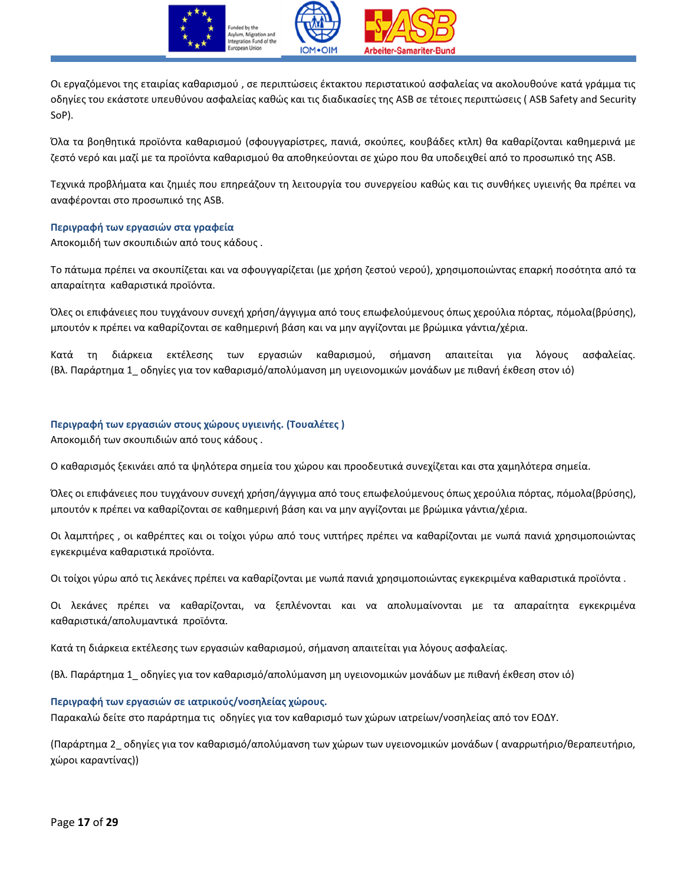Οι εργαζόμενοι της εταιρίας καθαρισμού , σε περιπτώσεις έκτακτου περιστατικού ασφαλείας να ακολουθούνε κατά γράμμα τις οδηγίες του εκάστοτε υπευθύνου ασφαλείας καθώς και τις διαδικασίες της ASB σε τέτοιες περιπτώσεις ( ASB Safety and Security SoP).

Όλα τα βοηθητικά προϊόντα καθαρισμού (σφουγγαρίστρες, πανιά, σκούπες, κουβάδες κτλπ) θα καθαρίζονται καθημερινά με ζεστό νερό και μαζί με τα προϊόντα καθαρισμού θα αποθηκεύονται σε χώρο που θα υποδειχθεί από το προσωπικό της ASB.

Τεχνικά προβλήματα και ζημιές που επηρεάζουν τη λειτουργία του συνεργείου καθώς και τις συνθήκες υγιεινής θα πρέπει να αναφέρονται στο προσωπικό της ASB.

**Περιγραφή των εργασιών στα γραφεία**

Αποκομιδή των σκουπιδιών από τους κάδους .

Το πάτωμα πρέπει να σκουπίζεται και να σφουγγαρίζεται (με χρήση ζεστού νερού), χρησιμοποιώντας επαρκή ποσότητα από τα απαραίτητα καθαριστικά προϊόντα.

Όλες οι επιφάνειες που τυγχάνουν συνεχή χρήση/άγγιγμα από τους επωφελούμενους όπως χερούλια πόρτας, πόμολα(βρύσης), μπουτόν κ πρέπει να καθαρίζονται σε καθημερινή βάση και να μην αγγίζονται με βρώμικα γάντια/χέρια.

Κατά τη διάρκεια εκτέλεσης των εργασιών καθαρισμού, σήμανση απαιτείται για λόγους ασφαλείας. (Βλ. Παράρτημα 1_ οδηγίες για τον καθαρισμό/απολύμανση μη υγειονομικών μονάδων με πιθανή έκθεση στον ιό)

**Περιγραφή των εργασιών στους χώρους υγιεινής. (Τουαλέτες )**

Αποκομιδή των σκουπιδιών από τους κάδους .

Ο καθαρισμός ξεκινάει από τα ψηλότερα σημεία του χώρου και προοδευτικά συνεχίζεται και στα χαμηλότερα σημεία.

Όλες οι επιφάνειες που τυγχάνουν συνεχή χρήση/άγγιγμα από τους επωφελούμενους όπως χερούλια πόρτας, πόμολα(βρύσης), μπουτόν κ πρέπει να καθαρίζονται σε καθημερινή βάση και να μην αγγίζονται με βρώμικα γάντια/χέρια.

Οι λαμπτήρες , οι καθρέπτες και οι τοίχοι γύρω από τους νιπτήρες πρέπει να καθαρίζονται με νωπά πανιά χρησιμοποιώντας εγκεκριμένα καθαριστικά προϊόντα.

Οι τοίχοι γύρω από τις λεκάνες πρέπει να καθαρίζονται με νωπά πανιά χρησιμοποιώντας εγκεκριμένα καθαριστικά προϊόντα .

Οι λεκάνες πρέπει να καθαρίζονται, να ξεπλένονται και να απολυμαίνονται με τα απαραίτητα εγκεκριμένα καθαριστικά/απολυμαντικά προϊόντα.

Κατά τη διάρκεια εκτέλεσης των εργασιών καθαρισμού, σήμανση απαιτείται για λόγους ασφαλείας.

(Βλ. Παράρτημα 1_ οδηγίες για τον καθαρισμό/απολύμανση μη υγειονομικών μονάδων με πιθανή έκθεση στον ιό)

**Περιγραφή των εργασιών σε ιατρικούς/νοσηλείας χώρους.**

Παρακαλώ δείτε στο παράρτημα τις οδηγίες για τον καθαρισμό των χώρων ιατρείων/νοσηλείας από τον ΕΟΔΥ.

(Παράρτημα 2_ οδηγίες για τον καθαρισμό/απολύμανση των χώρων των υγειονομικών μονάδων ( αναρρωτήριο/θεραπευτήριο, χώροι καραντίνας))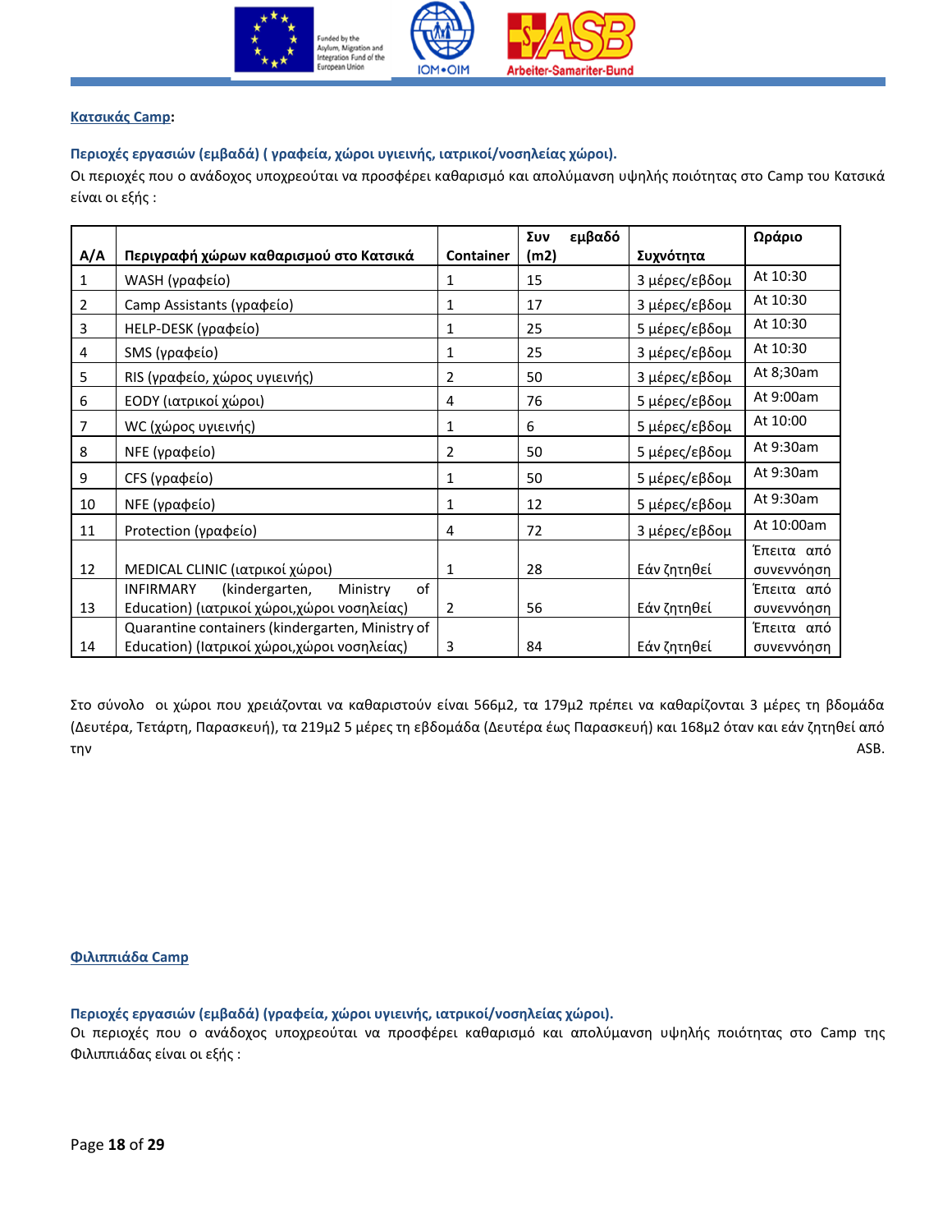**Κατσικάς Camp**:

**Περιοχές εργασιών (εμβαδά) ( γραφεία, χώροι υγιεινής, ιατρικοί/νοσηλείας χώροι).**

Οι περιοχές που ο ανάδοχος υποχρεούται να προσφέρει καθαρισμό και απολύμανση υψηλής ποιότητας στο Camp του Κατσικά είναι οι εξής :

| A/A | Περιγραφή χώρων καθαρισμού στο Κατσικά | Container | Συν εμβαδό (m2) | Συχνότητα | Ωράριο |
|---|---|---|---|---|---|
| 1 | WASH (γραφείο) | 1 | 15 | 3 μέρες/εβδομ | At 10:30 |
| 2 | Camp Assistants (γραφείο) | 1 | 17 | 3 μέρες/εβδομ | At 10:30 |
| 3 | HELP-DESK (γραφείο) | 1 | 25 | 5 μέρες/εβδομ | At 10:30 |
| 4 | SMS (γραφείο) | 1 | 25 | 3 μέρες/εβδομ | At 10:30 |
| 5 | RIS (γραφείο, χώρος υγιεινής) | 2 | 50 | 3 μέρες/εβδομ | At 8;30am |
| 6 | EODY (ιατρικοί χώροι) | 4 | 76 | 5 μέρες/εβδομ | At 9:00am |
| 7 | WC (χώρος υγιεινής) | 1 | 6 | 5 μέρες/εβδομ | At 10:00 |
| 8 | NFE (γραφείο) | 2 | 50 | 5 μέρες/εβδομ | At 9:30am |
| 9 | CFS (γραφείο) | 1 | 50 | 5 μέρες/εβδομ | At 9:30am |
| 10 | NFE (γραφείο) | 1 | 12 | 5 μέρες/εβδομ | At 9:30am |
| 11 | Protection (γραφείο) | 4 | 72 | 3 μέρες/εβδομ | At 10:00am |
| 12 | MEDICAL CLINIC (ιατρικοί χώροι) | 1 | 28 | Εάν ζητηθεί | Έπειτα από συνεννόηση |
| 13 | INFIRMARY (kindergarten, Ministry of Education) (ιατρικοί χώροι,χώροι νοσηλείας) | 2 | 56 | Εάν ζητηθεί | Έπειτα από συνεννόηση |
| 14 | Quarantine containers (kindergarten, Ministry of Education) (Ιατρικοί χώροι,χώροι νοσηλείας) | 3 | 84 | Εάν ζητηθεί | Έπειτα από συνεννόηση |

Στο σύνολο οι χώροι που χρειάζονται να καθαριστούν είναι 566μ2, τα 179μ2 πρέπει να καθαρίζονται 3 μέρες τη βδομάδα (Δευτέρα, Τετάρτη, Παρασκευή), τα 219μ2 5 μέρες τη εβδομάδα (Δευτέρα έως Παρασκευή) και 168μ2 όταν και εάν ζητηθεί από την ASB.

**Φιλιππιάδα Camp**

**Περιοχές εργασιών (εμβαδά) (γραφεία, χώροι υγιεινής, ιατρικοί/νοσηλείας χώροι).**

Οι περιοχές που ο ανάδοχος υποχρεούται να προσφέρει καθαρισμό και απολύμανση υψηλής ποιότητας στο Camp της Φιλιππιάδας είναι οι εξής :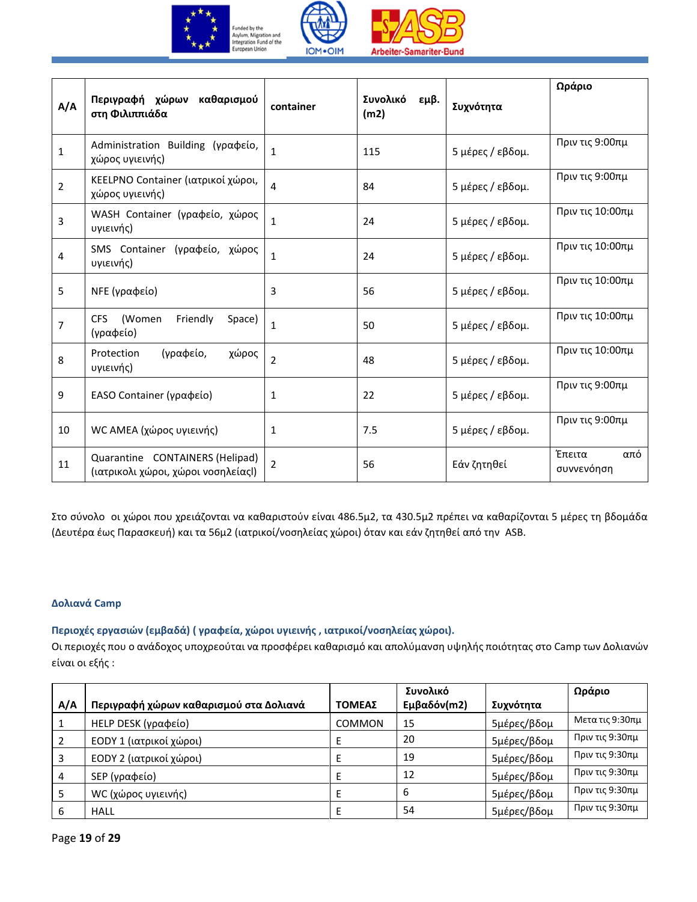| A/A | Περιγραφή χώρων καθαρισμού στη Φιλιππιάδα | container | Συνολικό εμβ. (m2) | Συχνότητα | Ωράριο |
|---|---|---|---|---|---|
| 1 | Administration Building (γραφείο, χώρος υγιεινής) | 1 | 115 | 5 μέρες / εβδομ. | Πριν τις 9:00πμ |
| 2 | KEELPNO Container (ιατρικοί χώροι, χώρος υγιεινής) | 4 | 84 | 5 μέρες / εβδομ. | Πριν τις 9:00πμ |
| 3 | WASH Container (γραφείο, χώρος υγιεινής) | 1 | 24 | 5 μέρες / εβδομ. | Πριν τις 10:00πμ |
| 4 | SMS Container (γραφείο, χώρος υγιεινής) | 1 | 24 | 5 μέρες / εβδομ. | Πριν τις 10:00πμ |
| 5 | NFE (γραφείο) | 3 | 56 | 5 μέρες / εβδομ. | Πριν τις 10:00πμ |
| 7 | CFS (Women Friendly Space) (γραφείο) | 1 | 50 | 5 μέρες / εβδομ. | Πριν τις 10:00πμ |
| 8 | Protection (γραφείο, χώρος υγιεινής) | 2 | 48 | 5 μέρες / εβδομ. | Πριν τις 10:00πμ |
| 9 | EASO Container (γραφείο) | 1 | 22 | 5 μέρες / εβδομ. | Πριν τις 9:00πμ |
| 10 | WC AMEA (χώρος υγιεινής) | 1 | 7.5 | 5 μέρες / εβδομ. | Πριν τις 9:00πμ |
| 11 | Quarantine CONTAINERS (Helipad) (ιατρικολι χώροι, χώροι νοσηλείαςl) | 2 | 56 | Εάν ζητηθεί | Έπειτα από συννενόηση |

Στο σύνολο οι χώροι που χρειάζονται να καθαριστούν είναι 486.5μ2, τα 430.5μ2 πρέπει να καθαρίζονται 5 μέρες τη βδομάδα (Δευτέρα έως Παρασκευή) και τα 56μ2 (ιατρικοί/νοσηλείας χώροι) όταν και εάν ζητηθεί από την ASB.

### Δολιανά Camp

**Περιοχές εργασιών (εμβαδά) ( γραφεία, χώροι υγιεινής , ιατρικοί/νοσηλείας χώροι).**

Οι περιοχές που ο ανάδοχος υποχρεούται να προσφέρει καθαρισμό και απολύμανση υψηλής ποιότητας στο Camp των Δολιανών είναι οι εξής :

| A/A | Περιγραφή χώρων καθαρισμού στα Δολιανά | ΤΟΜΕΑΣ | Συνολικό Εμβαδόν(m2) | Συχνότητα | Ωράριο |
|---|---|---|---|---|---|
| 1 | HELP DESK (γραφείο) | COMMON | 15 | 5μέρες/βδομ | Μετα τις 9:30πμ |
| 2 | EODY 1 (ιατρικοί χώροι) | E | 20 | 5μέρες/βδομ | Πριν τις 9:30πμ |
| 3 | EODY 2 (ιατρικοί χώροι) | E | 19 | 5μέρες/βδομ | Πριν τις 9:30πμ |
| 4 | SEP (γραφείο) | E | 12 | 5μέρες/βδομ | Πριν τις 9:30πμ |
| 5 | WC (χώρος υγιεινής) | E | 6 | 5μέρες/βδομ | Πριν τις 9:30πμ |
| 6 | HALL | E | 54 | 5μέρες/βδομ | Πριν τις 9:30πμ |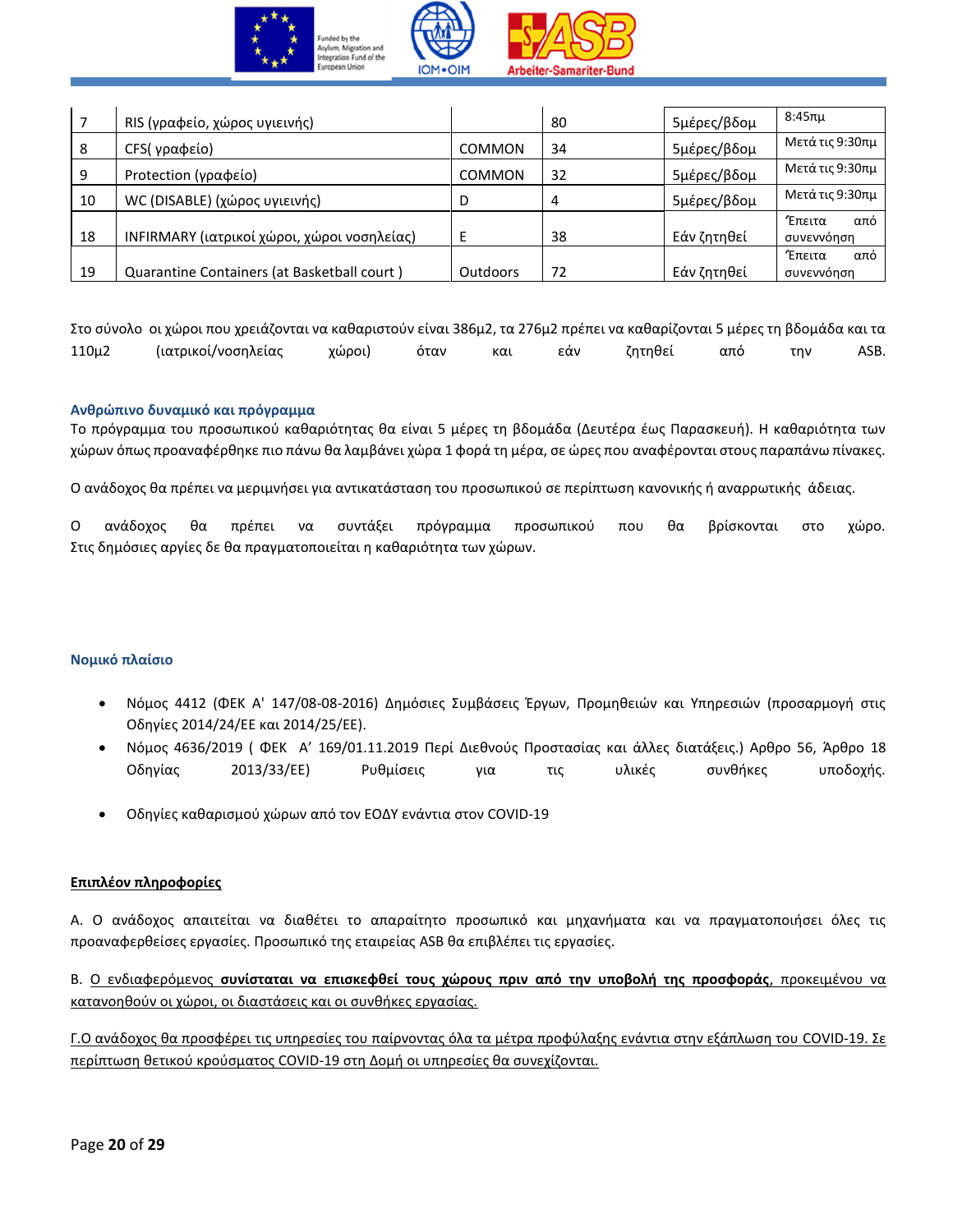| 7 | RIS (γραφείο, χώρος υγιεινής) | | 80 | 5μέρες/βδομ | 8:45πμ |
|---|---|---|---|---|---|
| 8 | CFS( γραφείο) | COMMON | 34 | 5μέρες/βδομ | Μετά τις 9:30πμ |
| 9 | Protection (γραφείο) | COMMON | 32 | 5μέρες/βδομ | Μετά τις 9:30πμ |
| 10 | WC (DISABLE) (χώρος υγιεινής) | D | 4 | 5μέρες/βδομ | Μετά τις 9:30πμ |
| 18 | INFIRMARY (ιατρικοί χώροι, χώροι νοσηλείας) | E | 38 | Εάν ζητηθεί | Έπειτα από συνεννόηση |
| 19 | Quarantine Containers (at Basketball court ) | Outdoors | 72 | Εάν ζητηθεί | Έπειτα από συνεννόηση |

Στο σύνολο οι χώροι που χρειάζονται να καθαριστούν είναι 386μ2, τα 276μ2 πρέπει να καθαρίζονται 5 μέρες τη βδομάδα και τα 110μ2 (ιατρικοί/νοσηλείας χώροι) όταν και εάν ζητηθεί από την ASB.

### Ανθρώπινο δυναμικό και πρόγραμμα

Το πρόγραμμα του προσωπικού καθαριότητας θα είναι 5 μέρες τη βδομάδα (Δευτέρα έως Παρασκευή). Η καθαριότητα των χώρων όπως προαναφέρθηκε πιο πάνω θα λαμβάνει χώρα 1 φορά τη μέρα, σε ώρες που αναφέρονται στους παραπάνω πίνακες.

Ο ανάδοχος θα πρέπει να μεριμνήσει για αντικατάσταση του προσωπικού σε περίπτωση κανονικής ή αναρρωτικής άδειας.

Ο ανάδοχος θα πρέπει να συντάξει πρόγραμμα προσωπικού που θα βρίσκονται στο χώρο. Στις δημόσιες αργίες δε θα πραγματοποιείται η καθαριότητα των χώρων.

### Νομικό πλαίσιο

- Νόμος 4412 (ΦΕΚ Α' 147/08-08-2016) Δημόσιες Συμβάσεις Έργων, Προμηθειών και Υπηρεσιών (προσαρμογή στις Οδηγίες 2014/24/ΕΕ και 2014/25/ΕΕ).
- Νόμος 4636/2019 ( ΦΕΚ Α' 169/01.11.2019 Περί Διεθνούς Προστασίας και άλλες διατάξεις.) Άρθρο 56, Άρθρο 18 Οδηγίας 2013/33/ΕΕ) Ρυθμίσεις για τις υλικές συνθήκες υποδοχής.
- Οδηγίες καθαρισμού χώρων από τον ΕΟΔΥ ενάντια στον COVID-19

### Επιπλέον πληροφορίες

Α. Ο ανάδοχος απαιτείται να διαθέτει το απαραίτητο προσωπικό και μηχανήματα και να πραγματοποιήσει όλες τις προαναφερθείσες εργασίες. Προσωπικό της εταιρείας ASB θα επιβλέπει τις εργασίες.

Β. Ο ενδιαφερόμενος **συνίσταται να επισκεφθεί τους χώρους πριν από την υποβολή της προσφοράς**, προκειμένου να κατανοηθούν οι χώροι, οι διαστάσεις και οι συνθήκες εργασίας.

Γ.Ο ανάδοχος θα προσφέρει τις υπηρεσίες του παίρνοντας όλα τα μέτρα προφύλαξης ενάντια στην εξάπλωση του COVID-19. Σε περίπτωση θετικού κρούσματος COVID-19 στη Δομή οι υπηρεσίες θα συνεχίζονται.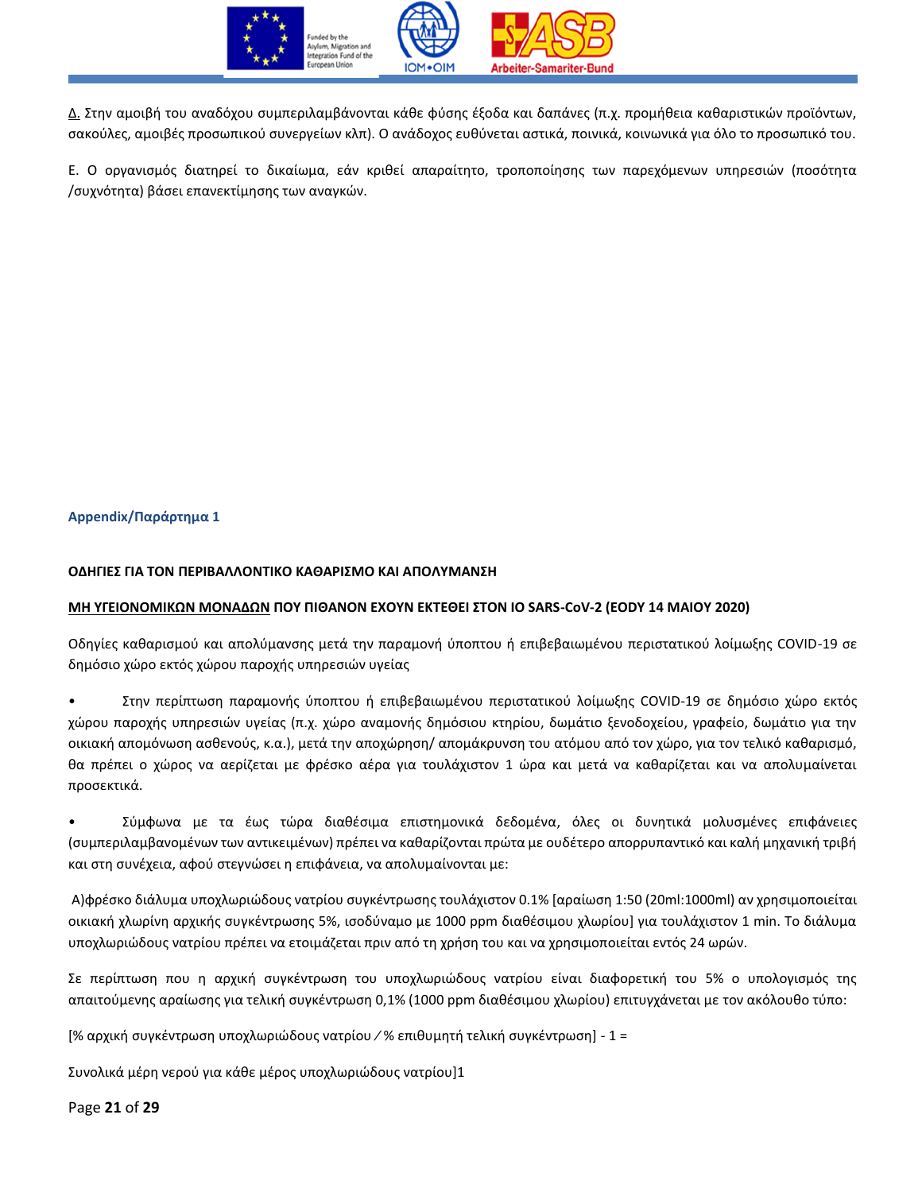<u>Δ.</u> Στην αμοιβή του αναδόχου συμπεριλαμβάνονται κάθε φύσης έξοδα και δαπάνες (π.χ. προμήθεια καθαριστικών προϊόντων, σακούλες, αμοιβές προσωπικού συνεργείων κλπ). Ο ανάδοχος ευθύνεται αστικά, ποινικά, κοινωνικά για όλο το προσωπικό του.

Ε. Ο οργανισμός διατηρεί το δικαίωμα, εάν κριθεί απαραίτητο, τροποποίησης των παρεχόμενων υπηρεσιών (ποσότητα /συχνότητα) βάσει επανεκτίμησης των αναγκών.

### Appendix/Παράρτημα 1

**ΟΔΗΓΙΕΣ ΓΙΑ ΤΟΝ ΠΕΡΙΒΑΛΛΟΝΤΙΚΟ ΚΑΘΑΡΙΣΜΟ ΚΑΙ ΑΠΟΛΥΜΑΝΣΗ**

**<u>ΜΗ ΥΓΕΙΟΝΟΜΙΚΩΝ ΜΟΝΑΔΩΝ</u> ΠΟΥ ΠΙΘΑΝΟΝ ΕΧΟΥΝ ΕΚΤΕΘΕΙ ΣΤΟΝ ΙΟ SARS-CoV-2 (ΕΟΔΥ 14 ΜΑΙΟΥ 2020)**

Οδηγίες καθαρισμού και απολύμανσης μετά την παραμονή ύποπτου ή επιβεβαιωμένου περιστατικού λοίμωξης COVID-19 σε δημόσιο χώρο εκτός χώρου παροχής υπηρεσιών υγείας

- Στην περίπτωση παραμονής ύποπτου ή επιβεβαιωμένου περιστατικού λοίμωξης COVID-19 σε δημόσιο χώρο εκτός χώρου παροχής υπηρεσιών υγείας (π.χ. χώρο αναμονής δημόσιου κτηρίου, δωμάτιο ξενοδοχείου, γραφείο, δωμάτιο για την οικιακή απομόνωση ασθενούς, κ.α.), μετά την αποχώρηση/ απομάκρυνση του ατόμου από τον χώρο, για τον τελικό καθαρισμό, θα πρέπει ο χώρος να αερίζεται με φρέσκο αέρα για τουλάχιστον 1 ώρα και μετά να καθαρίζεται και να απολυμαίνεται προσεκτικά.

- Σύμφωνα με τα έως τώρα διαθέσιμα επιστημονικά δεδομένα, όλες οι δυνητικά μολυσμένες επιφάνειες (συμπεριλαμβανομένων των αντικειμένων) πρέπει να καθαρίζονται πρώτα με ουδέτερο απορρυπαντικό και καλή μηχανική τριβή και στη συνέχεια, αφού στεγνώσει η επιφάνεια, να απολυμαίνονται με:

Α)φρέσκο διάλυμα υποχλωριώδους νατρίου συγκέντρωσης τουλάχιστον 0.1% [αραίωση 1:50 (20ml:1000ml) αν χρησιμοποιείται οικιακή χλωρίνη αρχικής συγκέντρωσης 5%, ισοδύναμο με 1000 ppm διαθέσιμου χλωρίου] για τουλάχιστον 1 min. Το διάλυμα υποχλωριώδους νατρίου πρέπει να ετοιμάζεται πριν από τη χρήση του και να χρησιμοποιείται εντός 24 ωρών.

Σε περίπτωση που η αρχική συγκέντρωση του υποχλωριώδους νατρίου είναι διαφορετική του 5% ο υπολογισμός της απαιτούμενης αραίωσης για τελική συγκέντρωση 0,1% (1000 ppm διαθέσιμου χλωρίου) επιτυγχάνεται με τον ακόλουθο τύπο:

[% αρχική συγκέντρωση υποχλωριώδους νατρίου ⁄ % επιθυμητή τελική συγκέντρωση] - 1 =

Συνολικά μέρη νερού για κάθε μέρος υποχλωριώδους νατρίου]1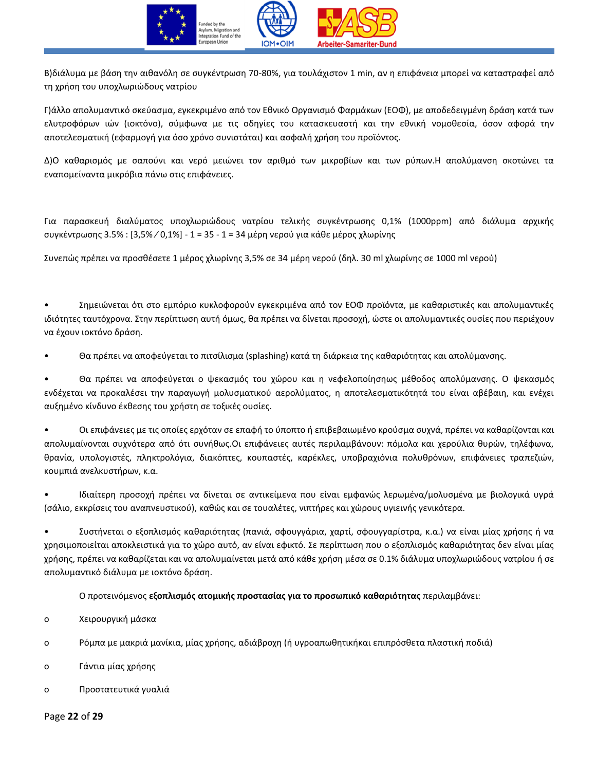Β)διάλυμα με βάση την αιθανόλη σε συγκέντρωση 70-80%, για τουλάχιστον 1 min, αν η επιφάνεια μπορεί να καταστραφεί από τη χρήση του υποχλωριώδους νατρίου

Γ)άλλο απολυμαντικό σκεύασμα, εγκεκριμένο από τον Εθνικό Οργανισμό Φαρμάκων (ΕΟΦ), με αποδεδειγμένη δράση κατά των ελυτροφόρων ιών (ιοκτόνο), σύμφωνα με τις οδηγίες του κατασκευαστή και την εθνική νομοθεσία, όσον αφορά την αποτελεσματική (εφαρμογή για όσο χρόνο συνιστάται) και ασφαλή χρήση του προϊόντος.

Δ)Ο καθαρισμός με σαπούνι και νερό μειώνει τον αριθμό των μικροβίων και των ρύπων.Η απολύμανση σκοτώνει τα εναπομείναντα μικρόβια πάνω στις επιφάνειες.

Για παρασκευή διαλύματος υποχλωριώδους νατρίου τελικής συγκέντρωσης 0,1% (1000ppm) από διάλυμα αρχικής συγκέντρωσης 3.5% : [3,5%∕0,1%] - 1 = 35 - 1 = 34 μέρη νερού για κάθε μέρος χλωρίνης

Συνεπώς πρέπει να προσθέσετε 1 μέρος χλωρίνης 3,5% σε 34 μέρη νερού (δηλ. 30 ml χλωρίνης σε 1000 ml νερού)

- Σημειώνεται ότι στο εμπόριο κυκλοφορούν εγκεκριμένα από τον ΕΟΦ προϊόντα, με καθαριστικές και απολυμαντικές ιδιότητες ταυτόχρονα. Στην περίπτωση αυτή όμως, θα πρέπει να δίνεται προσοχή, ώστε οι απολυμαντικές ουσίες που περιέχουν να έχουν ιοκτόνο δράση.

- Θα πρέπει να αποφεύγεται το πιτσίλισμα (splashing) κατά τη διάρκεια της καθαριότητας και απολύμανσης.

- Θα πρέπει να αποφεύγεται ο ψεκασμός του χώρου και η νεφελοποίησηως μέθοδος απολύμανσης. Ο ψεκασμός ενδέχεται να προκαλέσει την παραγωγή μολυσματικού αερολύματος, η αποτελεσματικότητά του είναι αβέβαιη, και ενέχει αυξημένο κίνδυνο έκθεσης του χρήστη σε τοξικές ουσίες.

- Οι επιφάνειες με τις οποίες ερχόταν σε επαφή το ύποπτο ή επιβεβαιωμένο κρούσμα συχνά, πρέπει να καθαρίζονται και απολυμαίνονται συχνότερα από ότι συνήθως.Οι επιφάνειες αυτές περιλαμβάνουν: πόμολα και χερούλια θυρών, τηλέφωνα, θρανία, υπολογιστές, πληκτρολόγια, διακόπτες, κουπαστές, καρέκλες, υποβραχιόνια πολυθρόνων, επιφάνειες τραπεζιών, κουμπιά ανελκυστήρων, κ.α.

- Ιδιαίτερη προσοχή πρέπει να δίνεται σε αντικείμενα που είναι εμφανώς λερωμένα/μολυσμένα με βιολογικά υγρά (σάλιο, εκκρίσεις του αναπνευστικού), καθώς και σε τουαλέτες, νιπτήρες και χώρους υγιεινής γενικότερα.

- Συστήνεται ο εξοπλισμός καθαριότητας (πανιά, σφουγγάρια, χαρτί, σφουγγαρίστρα, κ.α.) να είναι μίας χρήσης ή να χρησιμοποιείται αποκλειστικά για το χώρο αυτό, αν είναι εφικτό. Σε περίπτωση που ο εξοπλισμός καθαριότητας δεν είναι μίας χρήσης, πρέπει να καθαρίζεται και να απολυμαίνεται μετά από κάθε χρήση μέσα σε 0.1% διάλυμα υποχλωριώδους νατρίου ή σε απολυμαντικό διάλυμα με ιοκτόνο δράση.

Ο προτεινόμενος **εξοπλισμός ατομικής προστασίας για το προσωπικό καθαριότητας** περιλαμβάνει:

- Χειρουργική μάσκα
- Ρόμπα με μακριά μανίκια, μίας χρήσης, αδιάβροχη (ή υγροαπωθητικήκαι επιπρόσθετα πλαστική ποδιά)
- Γάντια μίας χρήσης
- Προστατευτικά γυαλιά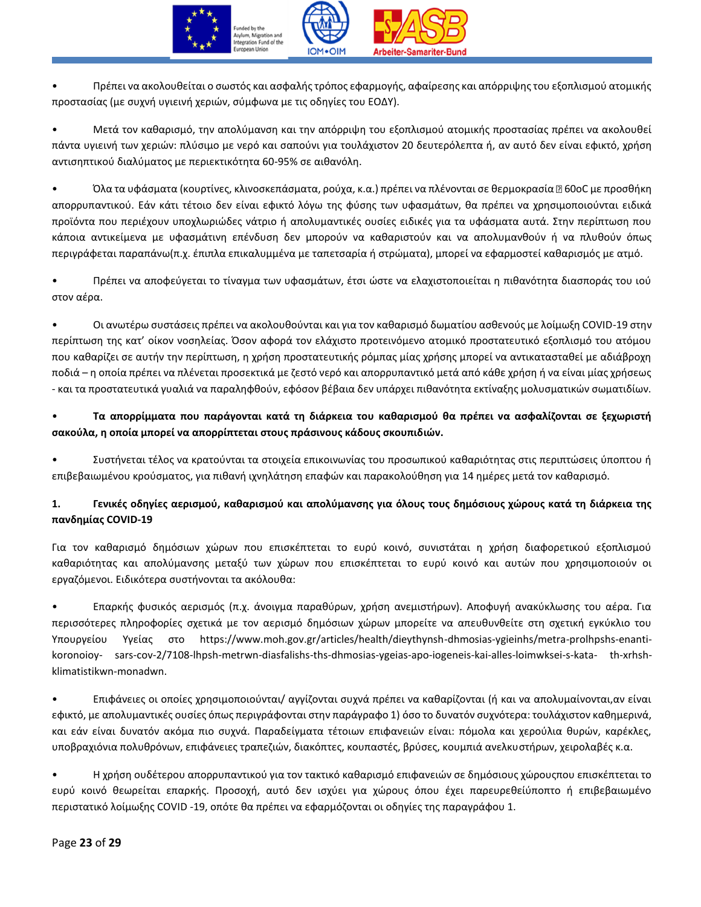- Πρέπει να ακολουθείται ο σωστός και ασφαλής τρόπος εφαρμογής, αφαίρεσης και απόρριψης του εξοπλισμού ατομικής προστασίας (με συχνή υγιεινή χεριών, σύμφωνα με τις οδηγίες του ΕΟΔΥ).

- Μετά τον καθαρισμό, την απολύμανση και την απόρριψη του εξοπλισμού ατομικής προστασίας πρέπει να ακολουθεί πάντα υγιεινή των χεριών: πλύσιμο με νερό και σαπούνι για τουλάχιστον 20 δευτερόλεπτα ή, αν αυτό δεν είναι εφικτό, χρήση αντισηπτικού διαλύματος με περιεκτικότητα 60-95% σε αιθανόλη.

- Όλα τα υφάσματα (κουρτίνες, κλινοσκεπάσματα, ρούχα, κ.α.) πρέπει να πλένονται σε θερμοκρασία ≥ 60oC με προσθήκη απορρυπαντικού. Εάν κάτι τέτοιο δεν είναι εφικτό λόγω της φύσης των υφασμάτων, θα πρέπει να χρησιμοποιούνται ειδικά προϊόντα που περιέχουν υποχλωριώδες νάτριο ή απολυμαντικές ουσίες ειδικές για τα υφάσματα αυτά. Στην περίπτωση που κάποια αντικείμενα με υφασμάτινη επένδυση δεν μπορούν να καθαριστούν και να απολυμανθούν ή να πλυθούν όπως περιγράφεται παραπάνω(π.χ. έπιπλα επικαλυμμένα με ταπετσαρία ή στρώματα), μπορεί να εφαρμοστεί καθαρισμός με ατμό.

- Πρέπει να αποφεύγεται το τίναγμα των υφασμάτων, έτσι ώστε να ελαχιστοποιείται η πιθανότητα διασποράς του ιού στον αέρα.

- Οι ανωτέρω συστάσεις πρέπει να ακολουθούνται και για τον καθαρισμό δωματίου ασθενούς με λοίμωξη COVID-19 στην περίπτωση της κατ' οίκον νοσηλείας. Όσον αφορά τον ελάχιστο προτεινόμενο ατομικό προστατευτικό εξοπλισμό του ατόμου που καθαρίζει σε αυτήν την περίπτωση, η χρήση προστατευτικής ρόμπας μίας χρήσης μπορεί να αντικατασταθεί με αδιάβροχη ποδιά – η οποία πρέπει να πλένεται προσεκτικά με ζεστό νερό και απορρυπαντικό μετά από κάθε χρήση ή να είναι μίας χρήσεως - και τα προστατευτικά γυαλιά να παραληφθούν, εφόσον βέβαια δεν υπάρχει πιθανότητα εκτίναξης μολυσματικών σωματιδίων.

- **Τα απορρίμματα που παράγονται κατά τη διάρκεια του καθαρισμού θα πρέπει να ασφαλίζονται σε ξεχωριστή σακούλα, η οποία μπορεί να απορρίπτεται στους πράσινους κάδους σκουπιδιών.**

- Συστήνεται τέλος να κρατούνται τα στοιχεία επικοινωνίας του προσωπικού καθαριότητας στις περιπτώσεις ύποπτου ή επιβεβαιωμένου κρούσματος, για πιθανή ιχνηλάτηση επαφών και παρακολούθηση για 14 ημέρες μετά τον καθαρισμό.

**1. Γενικές οδηγίες αερισμού, καθαρισμού και απολύμανσης για όλους τους δημόσιους χώρους κατά τη διάρκεια της πανδημίας COVID-19**

Για τον καθαρισμό δημόσιων χώρων που επισκέπτεται το ευρύ κοινό, συνιστάται η χρήση διαφορετικού εξοπλισμού καθαριότητας και απολύμανσης μεταξύ των χώρων που επισκέπτεται το ευρύ κοινό και αυτών που χρησιμοποιούν οι εργαζόμενοι. Ειδικότερα συστήνονται τα ακόλουθα:

- Επαρκής φυσικός αερισμός (π.χ. άνοιγμα παραθύρων, χρήση ανεμιστήρων). Αποφυγή ανακύκλωσης του αέρα. Για περισσότερες πληροφορίες σχετικά με τον αερισμό δημόσιων χώρων μπορείτε να απευθυνθείτε στη σχετική εγκύκλιο του Υπουργείου Υγείας στο https://www.moh.gov.gr/articles/health/dieythynsh-dhmosias-ygieinhs/metra-prolhpshs-enanti-koronoioy- sars-cov-2/7108-lhpsh-metrwn-diasfalishs-ths-dhmosias-ygeias-apo-iogeneis-kai-alles-loimwksei-s-kata- th-xrhsh-klimatistikwn-monadwn.

- Επιφάνειες οι οποίες χρησιμοποιούνται/ αγγίζονται συχνά πρέπει να καθαρίζονται (ή και να απολυμαίνονται,αν είναι εφικτό, με απολυμαντικές ουσίες όπως περιγράφονται στην παράγραφο 1) όσο το δυνατόν συχνότερα: τουλάχιστον καθημερινά, και εάν είναι δυνατόν ακόμα πιο συχνά. Παραδείγματα τέτοιων επιφανειών είναι: πόμολα και χερούλια θυρών, καρέκλες, υποβραχιόνια πολυθρόνων, επιφάνειες τραπεζιών, διακόπτες, κουπαστές, βρύσες, κουμπιά ανελκυστήρων, χειρολαβές κ.α.

- Η χρήση ουδέτερου απορρυπαντικού για τον τακτικό καθαρισμό επιφανειών σε δημόσιους χώρουςπου επισκέπτεται το ευρύ κοινό θεωρείται επαρκής. Προσοχή, αυτό δεν ισχύει για χώρους όπου έχει παρευρεθείύποπτο ή επιβεβαιωμένο περιστατικό λοίμωξης COVID -19, οπότε θα πρέπει να εφαρμόζονται οι οδηγίες της παραγράφου 1.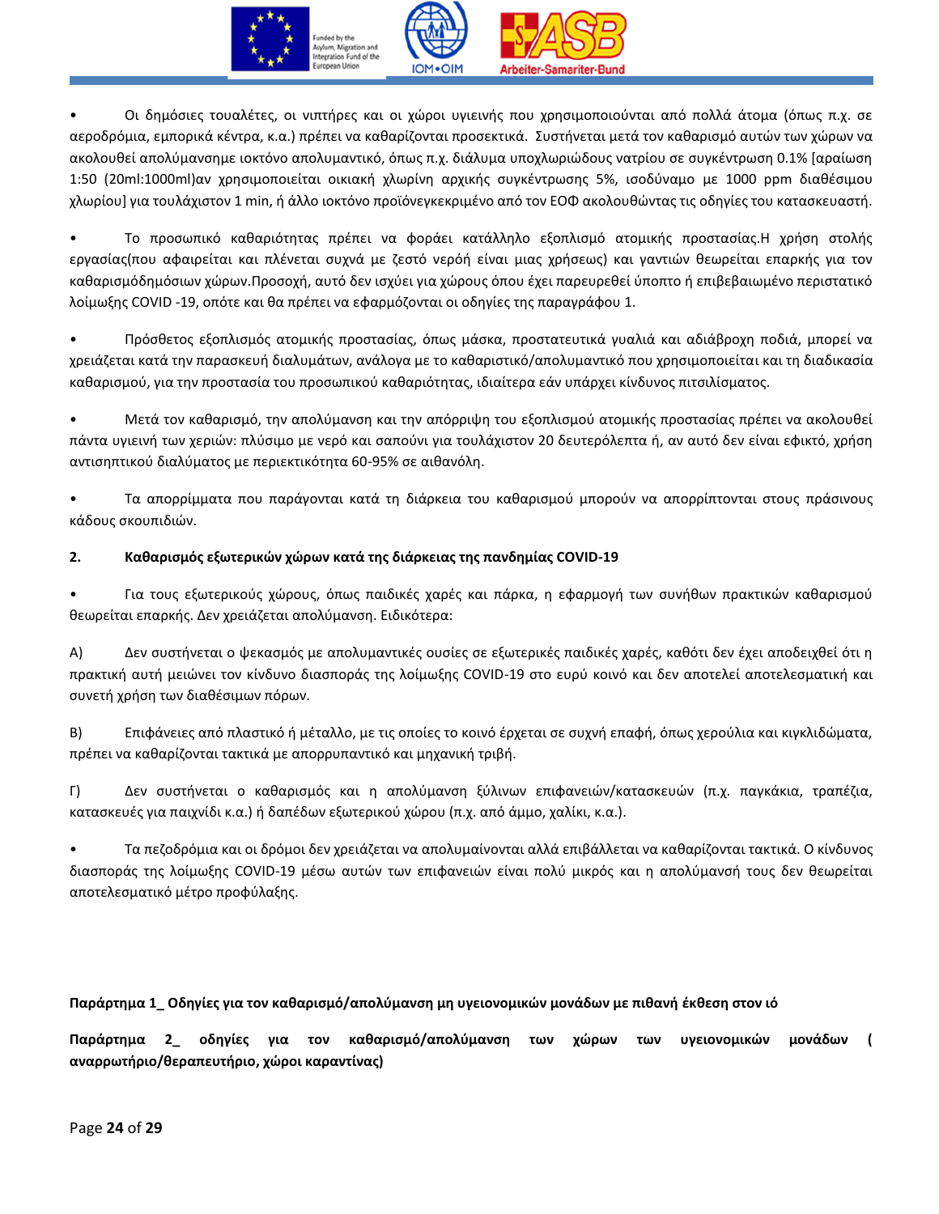- Οι δημόσιες τουαλέτες, οι νιπτήρες και οι χώροι υγιεινής που χρησιμοποιούνται από πολλά άτομα (όπως π.χ. σε αεροδρόμια, εμπορικά κέντρα, κ.α.) πρέπει να καθαρίζονται προσεκτικά. Συστήνεται μετά τον καθαρισμό αυτών των χώρων να ακολουθεί απολύμανσημε ιοκτόνο απολυμαντικό, όπως π.χ. διάλυμα υποχλωριώδους νατρίου σε συγκέντρωση 0.1% [αραίωση 1:50 (20ml:1000ml)αν χρησιμοποιείται οικιακή χλωρίνη αρχικής συγκέντρωσης 5%, ισοδύναμο με 1000 ppm διαθέσιμου χλωρίου] για τουλάχιστον 1 min, ή άλλο ιοκτόνο προϊόνεγκεκριμένο από τον ΕΟΦ ακολουθώντας τις οδηγίες του κατασκευαστή.

- Το προσωπικό καθαριότητας πρέπει να φοράει κατάλληλο εξοπλισμό ατομικής προστασίας.Η χρήση στολής εργασίας(που αφαιρείται και πλένεται συχνά με ζεστό νερόή είναι μιας χρήσεως) και γαντιών θεωρείται επαρκής για τον καθαρισμόδημόσιων χώρων.Προσοχή, αυτό δεν ισχύει για χώρους όπου έχει παρευρεθεί ύποπτο ή επιβεβαιωμένο περιστατικό λοίμωξης COVID -19, οπότε και θα πρέπει να εφαρμόζονται οι οδηγίες της παραγράφου 1.

- Πρόσθετος εξοπλισμός ατομικής προστασίας, όπως μάσκα, προστατευτικά γυαλιά και αδιάβροχη ποδιά, μπορεί να χρειάζεται κατά την παρασκευή διαλυμάτων, ανάλογα με το καθαριστικό/απολυμαντικό που χρησιμοποιείται και τη διαδικασία καθαρισμού, για την προστασία του προσωπικού καθαριότητας, ιδιαίτερα εάν υπάρχει κίνδυνος πιτσιλίσματος.

- Μετά τον καθαρισμό, την απολύμανση και την απόρριψη του εξοπλισμού ατομικής προστασίας πρέπει να ακολουθεί πάντα υγιεινή των χεριών: πλύσιμο με νερό και σαπούνι για τουλάχιστον 20 δευτερόλεπτα ή, αν αυτό δεν είναι εφικτό, χρήση αντισηπτικού διαλύματος με περιεκτικότητα 60-95% σε αιθανόλη.

- Τα απορρίμματα που παράγονται κατά τη διάρκεια του καθαρισμού μπορούν να απορρίπτονται στους πράσινους κάδους σκουπιδιών.

**2. Καθαρισμός εξωτερικών χώρων κατά της διάρκειας της πανδημίας COVID-19**

- Για τους εξωτερικούς χώρους, όπως παιδικές χαρές και πάρκα, η εφαρμογή των συνήθων πρακτικών καθαρισμού θεωρείται επαρκής. Δεν χρειάζεται απολύμανση. Ειδικότερα:

Α) Δεν συστήνεται ο ψεκασμός με απολυμαντικές ουσίες σε εξωτερικές παιδικές χαρές, καθότι δεν έχει αποδειχθεί ότι η πρακτική αυτή μειώνει τον κίνδυνο διασποράς της λοίμωξης COVID-19 στο ευρύ κοινό και δεν αποτελεί αποτελεσματική και συνετή χρήση των διαθέσιμων πόρων.

Β) Επιφάνειες από πλαστικό ή μέταλλο, με τις οποίες το κοινό έρχεται σε συχνή επαφή, όπως χερούλια και κιγκλιδώματα, πρέπει να καθαρίζονται τακτικά με απορρυπαντικό και μηχανική τριβή.

Γ) Δεν συστήνεται ο καθαρισμός και η απολύμανση ξύλινων επιφανειών/κατασκευών (π.χ. παγκάκια, τραπέζια, κατασκευές για παιχνίδι κ.α.) ή δαπέδων εξωτερικού χώρου (π.χ. από άμμο, χαλίκι, κ.α.).

- Τα πεζοδρόμια και οι δρόμοι δεν χρειάζεται να απολυμαίνονται αλλά επιβάλλεται να καθαρίζονται τακτικά. Ο κίνδυνος διασποράς της λοίμωξης COVID-19 μέσω αυτών των επιφανειών είναι πολύ μικρός και η απολύμανσή τους δεν θεωρείται αποτελεσματικό μέτρο προφύλαξης.

**Παράρτημα 1_ Οδηγίες για τον καθαρισμό/απολύμανση μη υγειονομικών μονάδων με πιθανή έκθεση στον ιό**

**Παράρτημα 2_ οδηγίες για τον καθαρισμό/απολύμανση των χώρων των υγειονομικών μονάδων ( αναρρωτήριο/θεραπευτήριο, χώροι καραντίνας)**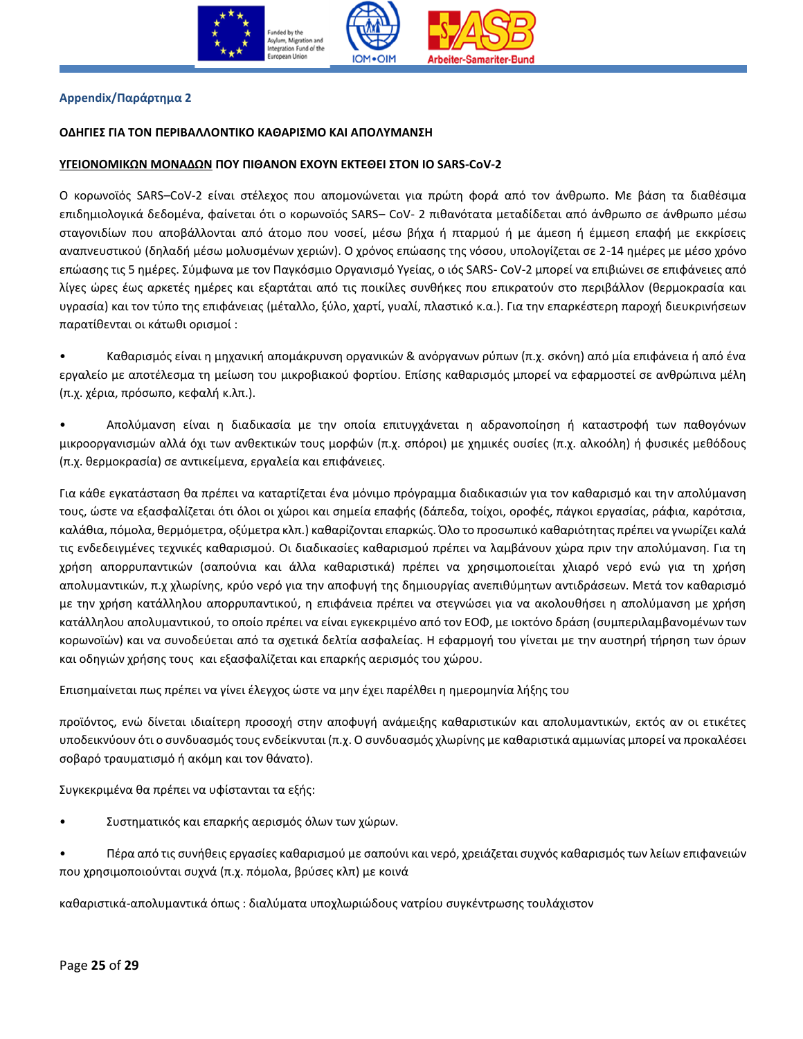**Appendix/Παράρτημα 2**

**ΟΔΗΓΙΕΣ ΓΙΑ ΤΟΝ ΠΕΡΙΒΑΛΛΟΝΤΙΚΟ ΚΑΘΑΡΙΣΜΟ ΚΑΙ ΑΠΟΛΥΜΑΝΣΗ**

**ΥΓΕΙΟΝΟΜΙΚΩΝ ΜΟΝΑΔΩΝ ΠΟΥ ΠΙΘΑΝΟΝ ΕΧΟΥΝ ΕΚΤΕΘΕΙ ΣΤΟΝ ΙΟ SARS-CoV-2**

Ο κορωνοϊός SARS–CoV-2 είναι στέλεχος που απομονώνεται για πρώτη φορά από τον άνθρωπο. Με βάση τα διαθέσιμα επιδημιολογικά δεδομένα, φαίνεται ότι ο κορωνοϊός SARS– CoV- 2 πιθανότατα μεταδίδεται από άνθρωπο σε άνθρωπο μέσω σταγονιδίων που αποβάλλονται από άτομο που νοσεί, μέσω βήχα ή πταρμού ή με άμεση ή έμμεση επαφή με εκκρίσεις αναπνευστικού (δηλαδή μέσω μολυσμένων χεριών). Ο χρόνος επώασης της νόσου, υπολογίζεται σε 2-14 ημέρες με μέσο χρόνο επώασης τις 5 ημέρες. Σύμφωνα με τον Παγκόσμιο Οργανισμό Υγείας, ο ιός SARS- CoV-2 μπορεί να επιβιώνει σε επιφάνειες από λίγες ώρες έως αρκετές ημέρες και εξαρτάται από τις ποικίλες συνθήκες που επικρατούν στο περιβάλλον (θερμοκρασία και υγρασία) και τον τύπο της επιφάνειας (μέταλλο, ξύλο, χαρτί, γυαλί, πλαστικό κ.α.). Για την επαρκέστερη παροχή διευκρινήσεων παρατίθενται οι κάτωθι ορισμοί :

- Καθαρισμός είναι η μηχανική απομάκρυνση οργανικών & ανόργανων ρύπων (π.χ. σκόνη) από μία επιφάνεια ή από ένα εργαλείο με αποτέλεσμα τη μείωση του μικροβιακού φορτίου. Επίσης καθαρισμός μπορεί να εφαρμοστεί σε ανθρώπινα μέλη (π.χ. χέρια, πρόσωπο, κεφαλή κ.λπ.).

- Απολύμανση είναι η διαδικασία με την οποία επιτυγχάνεται η αδρανοποίηση ή καταστροφή των παθογόνων μικροοργανισμών αλλά όχι των ανθεκτικών τους μορφών (π.χ. σπόροι) με χημικές ουσίες (π.χ. αλκοόλη) ή φυσικές μεθόδους (π.χ. θερμοκρασία) σε αντικείμενα, εργαλεία και επιφάνειες.

Για κάθε εγκατάσταση θα πρέπει να καταρτίζεται ένα μόνιμο πρόγραμμα διαδικασιών για τον καθαρισμό και την απολύμανση τους, ώστε να εξασφαλίζεται ότι όλοι οι χώροι και σημεία επαφής (δάπεδα, τοίχοι, οροφές, πάγκοι εργασίας, ράφια, καρότσια, καλάθια, πόμολα, θερμόμετρα, οξύμετρα κλπ.) καθαρίζονται επαρκώς. Όλο το προσωπικό καθαριότητας πρέπει να γνωρίζει καλά τις ενδεδειγμένες τεχνικές καθαρισμού. Οι διαδικασίες καθαρισμού πρέπει να λαμβάνουν χώρα πριν την απολύμανση. Για τη χρήση απορρυπαντικών (σαπούνια και άλλα καθαριστικά) πρέπει να χρησιμοποιείται χλιαρό νερό ενώ για τη χρήση απολυμαντικών, π.χ χλωρίνης, κρύο νερό για την αποφυγή της δημιουργίας ανεπιθύμητων αντιδράσεων. Μετά τον καθαρισμό με την χρήση κατάλληλου απορρυπαντικού, η επιφάνεια πρέπει να στεγνώσει για να ακολουθήσει η απολύμανση με χρήση κατάλληλου απολυμαντικού, το οποίο πρέπει να είναι εγκεκριμένο από τον ΕΟΦ, με ιοκτόνο δράση (συμπεριλαμβανομένων των κορωνοϊών) και να συνοδεύεται από τα σχετικά δελτία ασφαλείας. Η εφαρμογή του γίνεται με την αυστηρή τήρηση των όρων και οδηγιών χρήσης τους και εξασφαλίζεται και επαρκής αερισμός του χώρου.

Επισημαίνεται πως πρέπει να γίνει έλεγχος ώστε να μην έχει παρέλθει η ημερομηνία λήξης του

προϊόντος, ενώ δίνεται ιδιαίτερη προσοχή στην αποφυγή ανάμειξης καθαριστικών και απολυμαντικών, εκτός αν οι ετικέτες υποδεικνύουν ότι ο συνδυασμός τους ενδείκνυται (π.χ. Ο συνδυασμός χλωρίνης με καθαριστικά αμμωνίας μπορεί να προκαλέσει σοβαρό τραυματισμό ή ακόμη και τον θάνατο).

Συγκεκριμένα θα πρέπει να υφίστανται τα εξής:

- Συστηματικός και επαρκής αερισμός όλων των χώρων.

- Πέρα από τις συνήθεις εργασίες καθαρισμού με σαπούνι και νερό, χρειάζεται συχνός καθαρισμός των λείων επιφανειών που χρησιμοποιούνται συχνά (π.χ. πόμολα, βρύσες κλπ) με κοινά

καθαριστικά-απολυμαντικά όπως : διαλύματα υποχλωριώδους νατρίου συγκέντρωσης τουλάχιστον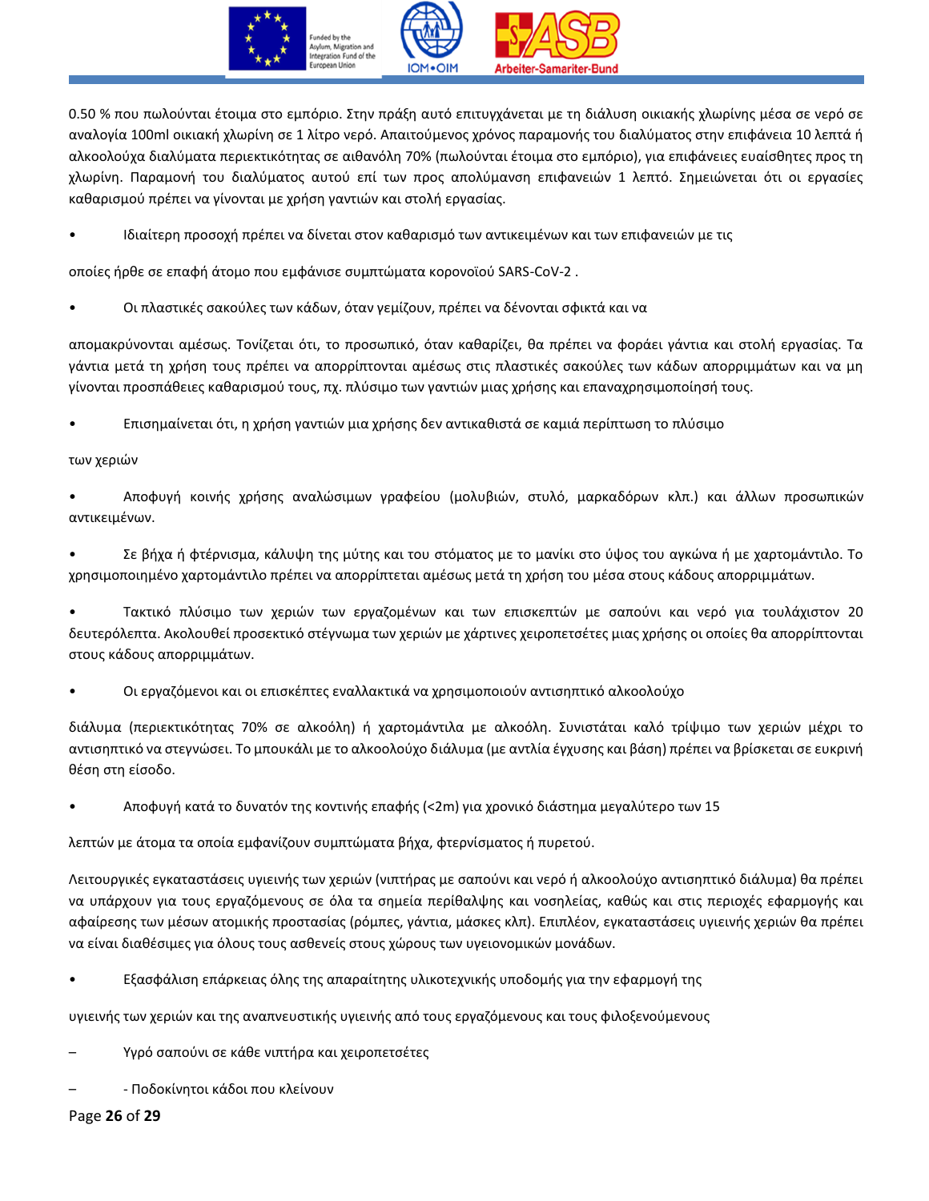0.50 % που πωλούνται έτοιμα στο εμπόριο. Στην πράξη αυτό επιτυγχάνεται με τη διάλυση οικιακής χλωρίνης μέσα σε νερό σε αναλογία 100ml οικιακή χλωρίνη σε 1 λίτρο νερό. Απαιτούμενος χρόνος παραμονής του διαλύματος στην επιφάνεια 10 λεπτά ή αλκοολούχα διαλύματα περιεκτικότητας σε αιθανόλη 70% (πωλούνται έτοιμα στο εμπόριο), για επιφάνειες ευαίσθητες προς τη χλωρίνη. Παραμονή του διαλύματος αυτού επί των προς απολύμανση επιφανειών 1 λεπτό. Σημειώνεται ότι οι εργασίες καθαρισμού πρέπει να γίνονται με χρήση γαντιών και στολή εργασίας.

- Ιδιαίτερη προσοχή πρέπει να δίνεται στον καθαρισμό των αντικειμένων και των επιφανειών με τις

οποίες ήρθε σε επαφή άτομο που εμφάνισε συμπτώματα κορονοϊού SARS-CoV-2 .

- Οι πλαστικές σακούλες των κάδων, όταν γεμίζουν, πρέπει να δένονται σφικτά και να

απομακρύνονται αμέσως. Τονίζεται ότι, το προσωπικό, όταν καθαρίζει, θα πρέπει να φοράει γάντια και στολή εργασίας. Τα γάντια μετά τη χρήση τους πρέπει να απορρίπτονται αμέσως στις πλαστικές σακούλες των κάδων απορριμμάτων και να μη γίνονται προσπάθειες καθαρισμού τους, πχ. πλύσιμο των γαντιών μιας χρήσης και επαναχρησιμοποίησή τους.

- Επισημαίνεται ότι, η χρήση γαντιών μια χρήσης δεν αντικαθιστά σε καμιά περίπτωση το πλύσιμο

των χεριών

- Αποφυγή κοινής χρήσης αναλώσιμων γραφείου (μολυβιών, στυλό, μαρκαδόρων κλπ.) και άλλων προσωπικών αντικειμένων.

- Σε βήχα ή φτέρνισμα, κάλυψη της μύτης και του στόματος με το μανίκι στο ύψος του αγκώνα ή με χαρτομάντιλο. Το χρησιμοποιημένο χαρτομάντιλο πρέπει να απορρίπτεται αμέσως μετά τη χρήση του μέσα στους κάδους απορριμμάτων.

- Τακτικό πλύσιμο των χεριών των εργαζομένων και των επισκεπτών με σαπούνι και νερό για τουλάχιστον 20 δευτερόλεπτα. Ακολουθεί προσεκτικό στέγνωμα των χεριών με χάρτινες χειροπετσέτες μιας χρήσης οι οποίες θα απορρίπτονται στους κάδους απορριμμάτων.

- Οι εργαζόμενοι και οι επισκέπτες εναλλακτικά να χρησιμοποιούν αντισηπτικό αλκοολούχο

διάλυμα (περιεκτικότητας 70% σε αλκοόλη) ή χαρτομάντιλα με αλκοόλη. Συνιστάται καλό τρίψιμο των χεριών μέχρι το αντισηπτικό να στεγνώσει. Το μπουκάλι με το αλκοολούχο διάλυμα (με αντλία έγχυσης και βάση) πρέπει να βρίσκεται σε ευκρινή θέση στη είσοδο.

- Αποφυγή κατά το δυνατόν της κοντινής επαφής (<2m) για χρονικό διάστημα μεγαλύτερο των 15

λεπτών με άτομα τα οποία εμφανίζουν συμπτώματα βήχα, φτερνίσματος ή πυρετού.

Λειτουργικές εγκαταστάσεις υγιεινής των χεριών (νιπτήρας με σαπούνι και νερό ή αλκοολούχο αντισηπτικό διάλυμα) θα πρέπει να υπάρχουν για τους εργαζόμενους σε όλα τα σημεία περίθαλψης και νοσηλείας, καθώς και στις περιοχές εφαρμογής και αφαίρεσης των μέσων ατομικής προστασίας (ρόμπες, γάντια, μάσκες κλπ). Επιπλέον, εγκαταστάσεις υγιεινής χεριών θα πρέπει να είναι διαθέσιμες για όλους τους ασθενείς στους χώρους των υγειονομικών μονάδων.

- Εξασφάλιση επάρκειας όλης της απαραίτητης υλικοτεχνικής υποδομής για την εφαρμογή της

υγιεινής των χεριών και της αναπνευστικής υγιεινής από τους εργαζόμενους και τους φιλοξενούμενους

– Υγρό σαπούνι σε κάθε νιπτήρα και χειροπετσέτες

– - Ποδοκίνητοι κάδοι που κλείνουν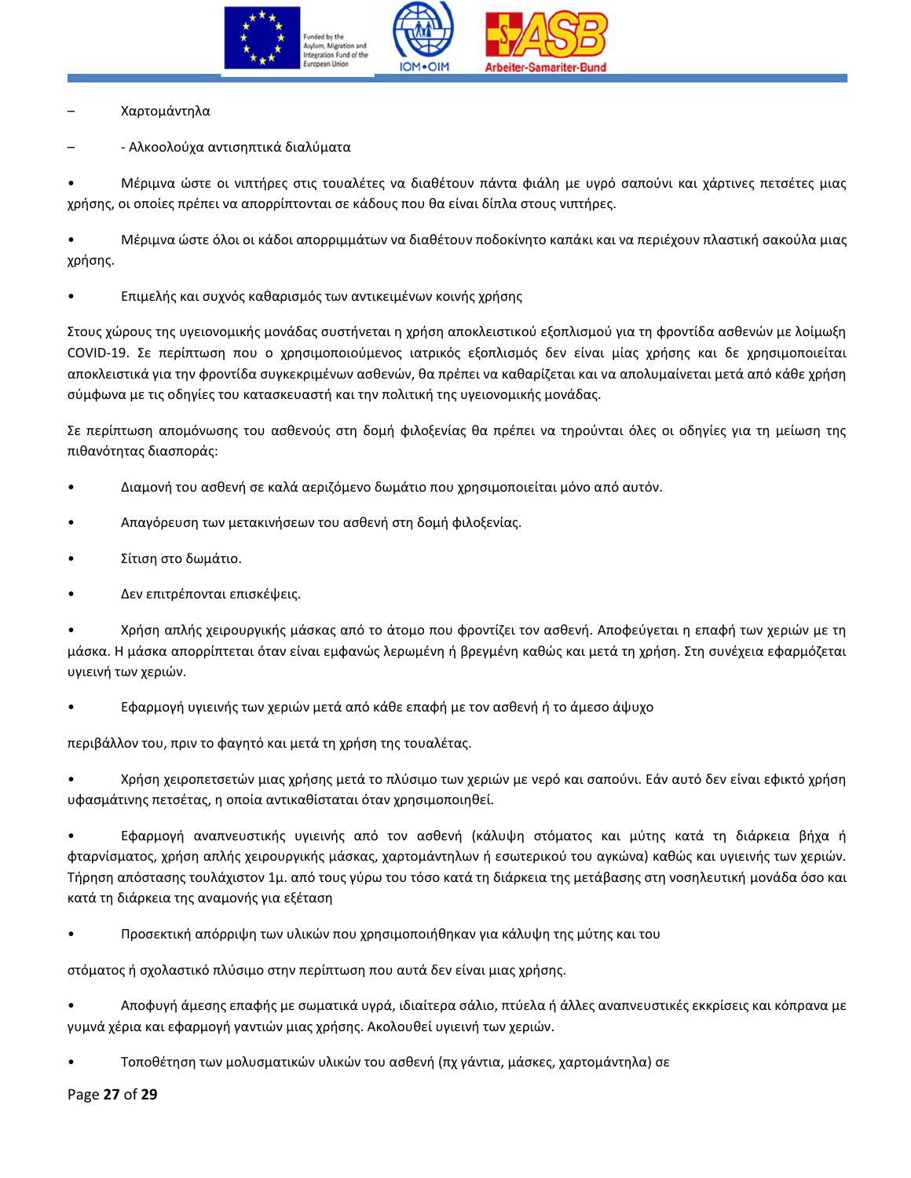- Χαρτομάντηλα
- - Αλκοολούχα αντισηπτικά διαλύματα

- Μέριμνα ώστε οι νιπτήρες στις τουαλέτες να διαθέτουν πάντα φιάλη με υγρό σαπούνι και χάρτινες πετσέτες μιας χρήσης, οι οποίες πρέπει να απορρίπτονται σε κάδους που θα είναι δίπλα στους νιπτήρες.
- Μέριμνα ώστε όλοι οι κάδοι απορριμμάτων να διαθέτουν ποδοκίνητο καπάκι και να περιέχουν πλαστική σακούλα μιας χρήσης.
- Επιμελής και συχνός καθαρισμός των αντικειμένων κοινής χρήσης

Στους χώρους της υγειονομικής μονάδας συστήνεται η χρήση αποκλειστικού εξοπλισμού για τη φροντίδα ασθενών με λοίμωξη COVID-19. Σε περίπτωση που ο χρησιμοποιούμενος ιατρικός εξοπλισμός δεν είναι μίας χρήσης και δε χρησιμοποιείται αποκλειστικά για την φροντίδα συγκεκριμένων ασθενών, θα πρέπει να καθαρίζεται και να απολυμαίνεται μετά από κάθε χρήση σύμφωνα με τις οδηγίες του κατασκευαστή και την πολιτική της υγειονομικής μονάδας.

Σε περίπτωση απομόνωσης του ασθενούς στη δομή φιλοξενίας θα πρέπει να τηρούνται όλες οι οδηγίες για τη μείωση της πιθανότητας διασποράς:

- Διαμονή του ασθενή σε καλά αεριζόμενο δωμάτιο που χρησιμοποιείται μόνο από αυτόν.
- Απαγόρευση των μετακινήσεων του ασθενή στη δομή φιλοξενίας.
- Σίτιση στο δωμάτιο.
- Δεν επιτρέπονται επισκέψεις.
- Χρήση απλής χειρουργικής μάσκας από το άτομο που φροντίζει τον ασθενή. Αποφεύγεται η επαφή των χεριών με τη μάσκα. Η μάσκα απορρίπτεται όταν είναι εμφανώς λερωμένη ή βρεγμένη καθώς και μετά τη χρήση. Στη συνέχεια εφαρμόζεται υγιεινή των χεριών.
- Εφαρμογή υγιεινής των χεριών μετά από κάθε επαφή με τον ασθενή ή το άμεσο άψυχο

περιβάλλον του, πριν το φαγητό και μετά τη χρήση της τουαλέτας.

- Χρήση χειροπετσετών μιας χρήσης μετά το πλύσιμο των χεριών με νερό και σαπούνι. Εάν αυτό δεν είναι εφικτό χρήση υφασμάτινης πετσέτας, η οποία αντικαθίσταται όταν χρησιμοποιηθεί.
- Εφαρμογή αναπνευστικής υγιεινής από τον ασθενή (κάλυψη στόματος και μύτης κατά τη διάρκεια βήχα ή φταρνίσματος, χρήση απλής χειρουργικής μάσκας, χαρτομάντηλων ή εσωτερικού του αγκώνα) καθώς και υγιεινής των χεριών. Τήρηση απόστασης τουλάχιστον 1μ. από τους γύρω του τόσο κατά τη διάρκεια της μετάβασης στη νοσηλευτική μονάδα όσο και κατά τη διάρκεια της αναμονής για εξέταση
- Προσεκτική απόρριψη των υλικών που χρησιμοποιήθηκαν για κάλυψη της μύτης και του

στόματος ή σχολαστικό πλύσιμο στην περίπτωση που αυτά δεν είναι μιας χρήσης.

- Αποφυγή άμεσης επαφής με σωματικά υγρά, ιδιαίτερα σάλιο, πτύελα ή άλλες αναπνευστικές εκκρίσεις και κόπρανα με γυμνά χέρια και εφαρμογή γαντιών μιας χρήσης. Ακολουθεί υγιεινή των χεριών.
- Τοποθέτηση των μολυσματικών υλικών του ασθενή (πχ γάντια, μάσκες, χαρτομάντηλα) σε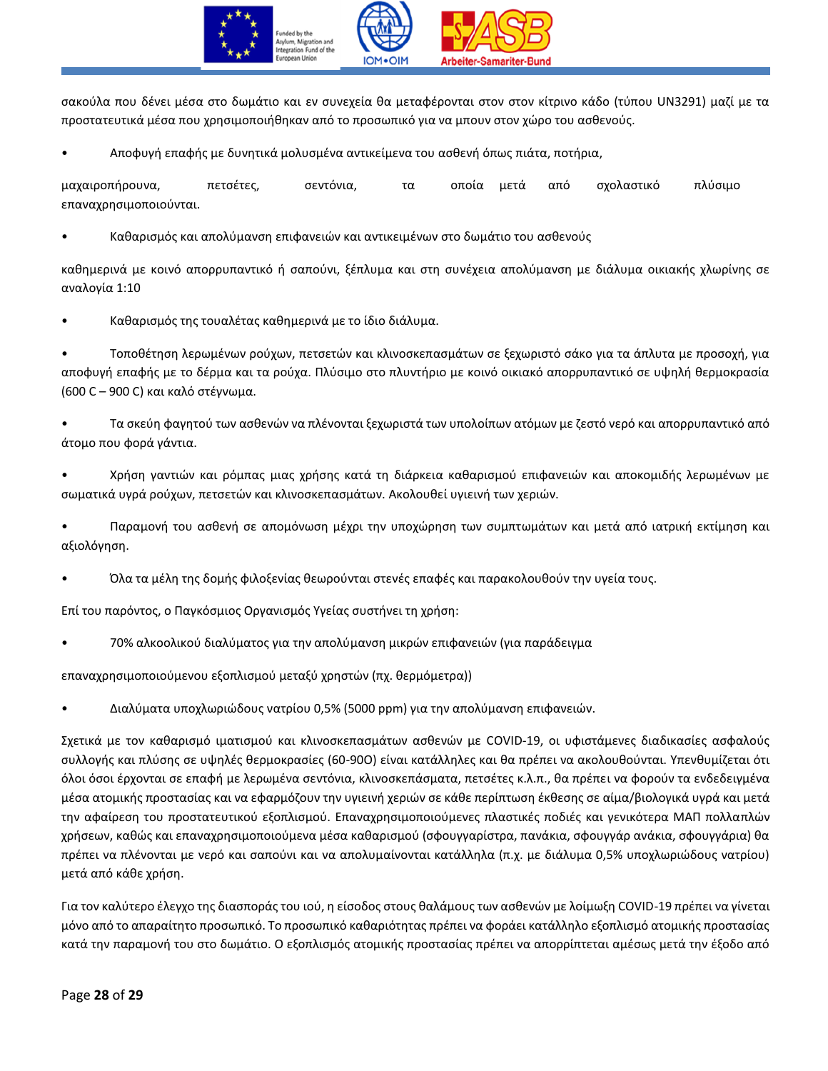σακούλα που δένει μέσα στο δωμάτιο και εν συνεχεία θα μεταφέρονται στον στον κίτρινο κάδο (τύπου UN3291) μαζί με τα προστατευτικά μέσα που χρησιμοποιήθηκαν από το προσωπικό για να μπουν στον χώρο του ασθενούς.

- Αποφυγή επαφής με δυνητικά μολυσμένα αντικείμενα του ασθενή όπως πιάτα, ποτήρια,

μαχαιροπήρουνα, πετσέτες, σεντόνια, τα οποία μετά από σχολαστικό πλύσιμο επαναχρησιμοποιούνται.

- Καθαρισμός και απολύμανση επιφανειών και αντικειμένων στο δωμάτιο του ασθενούς

καθημερινά με κοινό απορρυπαντικό ή σαπούνι, ξέπλυμα και στη συνέχεια απολύμανση με διάλυμα οικιακής χλωρίνης σε αναλογία 1:10

- Καθαρισμός της τουαλέτας καθημερινά με το ίδιο διάλυμα.

- Τοποθέτηση λερωμένων ρούχων, πετσετών και κλινοσκεπασμάτων σε ξεχωριστό σάκο για τα άπλυτα με προσοχή, για αποφυγή επαφής με το δέρμα και τα ρούχα. Πλύσιμο στο πλυντήριο με κοινό οικιακό απορρυπαντικό σε υψηλή θερμοκρασία (600 C – 900 C) και καλό στέγνωμα.

- Τα σκεύη φαγητού των ασθενών να πλένονται ξεχωριστά των υπολοίπων ατόμων με ζεστό νερό και απορρυπαντικό από άτομο που φορά γάντια.

- Χρήση γαντιών και ρόμπας μιας χρήσης κατά τη διάρκεια καθαρισμού επιφανειών και αποκομιδής λερωμένων με σωματικά υγρά ρούχων, πετσετών και κλινοσκεπασμάτων. Ακολουθεί υγιεινή των χεριών.

- Παραμονή του ασθενή σε απομόνωση μέχρι την υποχώρηση των συμπτωμάτων και μετά από ιατρική εκτίμηση και αξιολόγηση.

- Όλα τα μέλη της δομής φιλοξενίας θεωρούνται στενές επαφές και παρακολουθούν την υγεία τους.

Επί του παρόντος, ο Παγκόσμιος Οργανισμός Υγείας συστήνει τη χρήση:

- 70% αλκοολικού διαλύματος για την απολύμανση μικρών επιφανειών (για παράδειγμα

επαναχρησιμοποιούμενου εξοπλισμού μεταξύ χρηστών (πχ. θερμόμετρα))

- Διαλύματα υποχλωριώδους νατρίου 0,5% (5000 ppm) για την απολύμανση επιφανειών.

Σχετικά με τον καθαρισμό ιματισμού και κλινοσκεπασμάτων ασθενών με COVID-19, οι υφιστάμενες διαδικασίες ασφαλούς συλλογής και πλύσης σε υψηλές θερμοκρασίες (60-90Ο) είναι κατάλληλες και θα πρέπει να ακολουθούνται. Υπενθυμίζεται ότι όλοι όσοι έρχονται σε επαφή με λερωμένα σεντόνια, κλινοσκεπάσματα, πετσέτες κ.λ.π., θα πρέπει να φορούν τα ενδεδειγμένα μέσα ατομικής προστασίας και να εφαρμόζουν την υγιεινή χεριών σε κάθε περίπτωση έκθεσης σε αίμα/βιολογικά υγρά και μετά την αφαίρεση του προστατευτικού εξοπλισμού. Επαναχρησιμοποιούμενες πλαστικές ποδιές και γενικότερα ΜΑΠ πολλαπλών χρήσεων, καθώς και επαναχρησιμοποιούμενα μέσα καθαρισμού (σφουγγαρίστρα, πανάκια, σφουγγάρ ανάκια, σφουγγάρια) θα πρέπει να πλένονται με νερό και σαπούνι και να απολυμαίνονται κατάλληλα (π.χ. με διάλυμα 0,5% υποχλωριώδους νατρίου) μετά από κάθε χρήση.

Για τον καλύτερο έλεγχο της διασποράς του ιού, η είσοδος στους θαλάμους των ασθενών με λοίμωξη COVID-19 πρέπει να γίνεται μόνο από το απαραίτητο προσωπικό. Το προσωπικό καθαριότητας πρέπει να φοράει κατάλληλο εξοπλισμό ατομικής προστασίας κατά την παραμονή του στο δωμάτιο. Ο εξοπλισμός ατομικής προστασίας πρέπει να απορρίπτεται αμέσως μετά την έξοδο από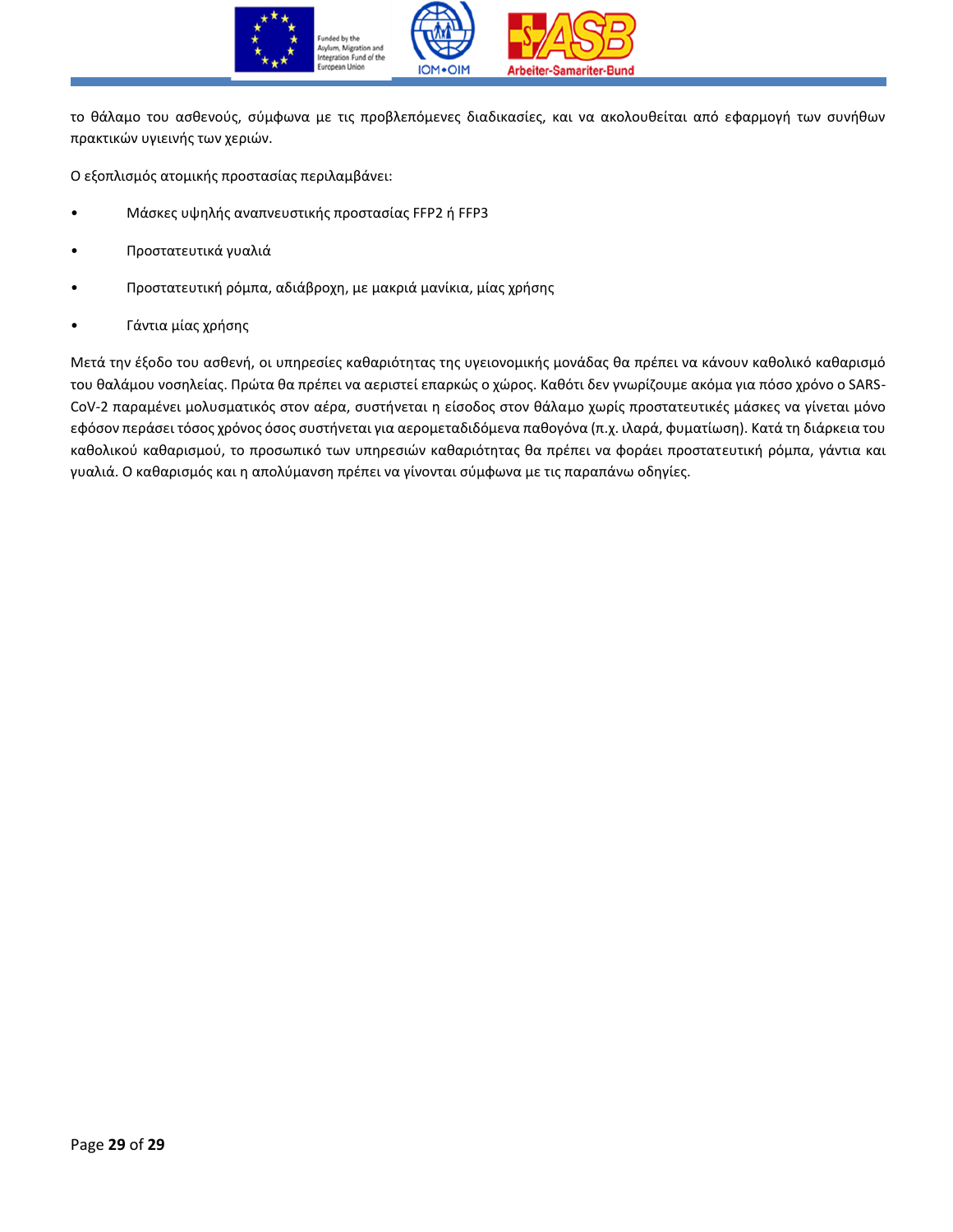το θάλαμο του ασθενούς, σύμφωνα με τις προβλεπόμενες διαδικασίες, και να ακολουθείται από εφαρμογή των συνήθων πρακτικών υγιεινής των χεριών.

Ο εξοπλισμός ατομικής προστασίας περιλαμβάνει:

- Μάσκες υψηλής αναπνευστικής προστασίας FFP2 ή FFP3
- Προστατευτικά γυαλιά
- Προστατευτική ρόμπα, αδιάβροχη, με μακριά μανίκια, μίας χρήσης
- Γάντια μίας χρήσης

Μετά την έξοδο του ασθενή, οι υπηρεσίες καθαριότητας της υγειονομικής μονάδας θα πρέπει να κάνουν καθολικό καθαρισμό του θαλάμου νοσηλείας. Πρώτα θα πρέπει να αεριστεί επαρκώς ο χώρος. Καθότι δεν γνωρίζουμε ακόμα για πόσο χρόνο ο SARS-CoV-2 παραμένει μολυσματικός στον αέρα, συστήνεται η είσοδος στον θάλαμο χωρίς προστατευτικές μάσκες να γίνεται μόνο εφόσον περάσει τόσος χρόνος όσος συστήνεται για αερομεταδιδόμενα παθογόνα (π.χ. ιλαρά, φυματίωση). Κατά τη διάρκεια του καθολικού καθαρισμού, το προσωπικό των υπηρεσιών καθαριότητας θα πρέπει να φοράει προστατευτική ρόμπα, γάντια και γυαλιά. Ο καθαρισμός και η απολύμανση πρέπει να γίνονται σύμφωνα με τις παραπάνω οδηγίες.